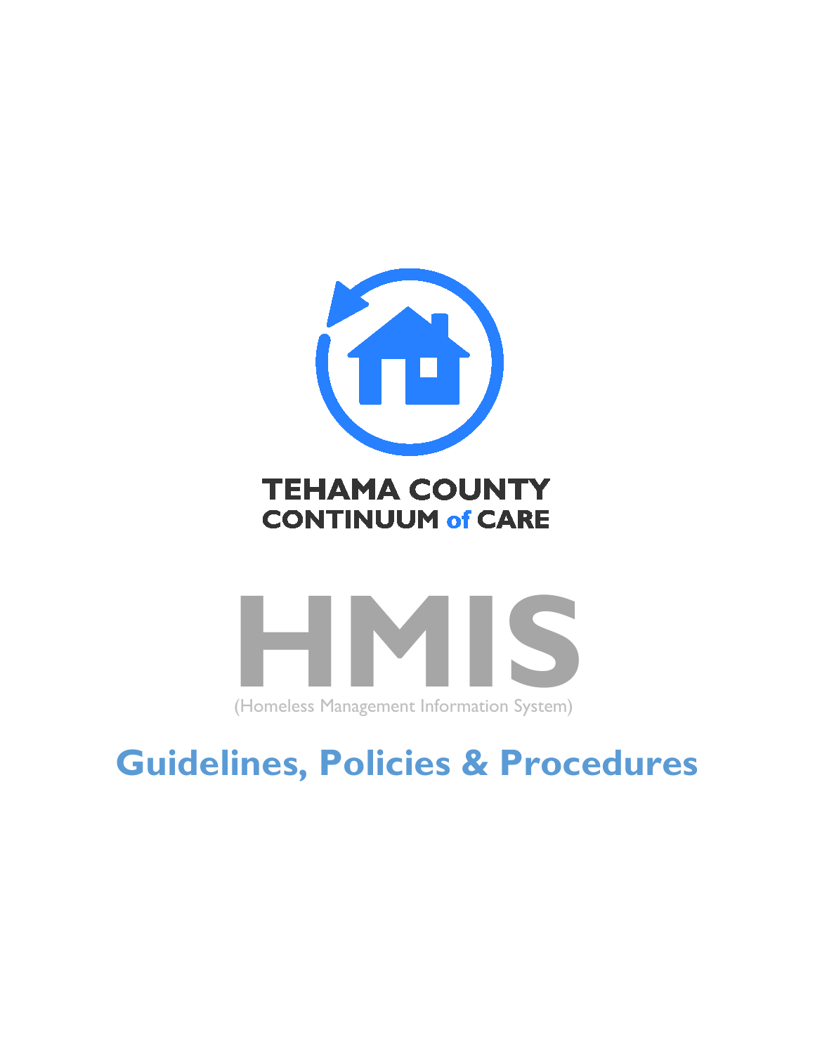TEHAMA COUNTY
CONTINUUM of CARE

# HMIS

(Homeless Management Information System)

## Guidelines, Policies & Procedures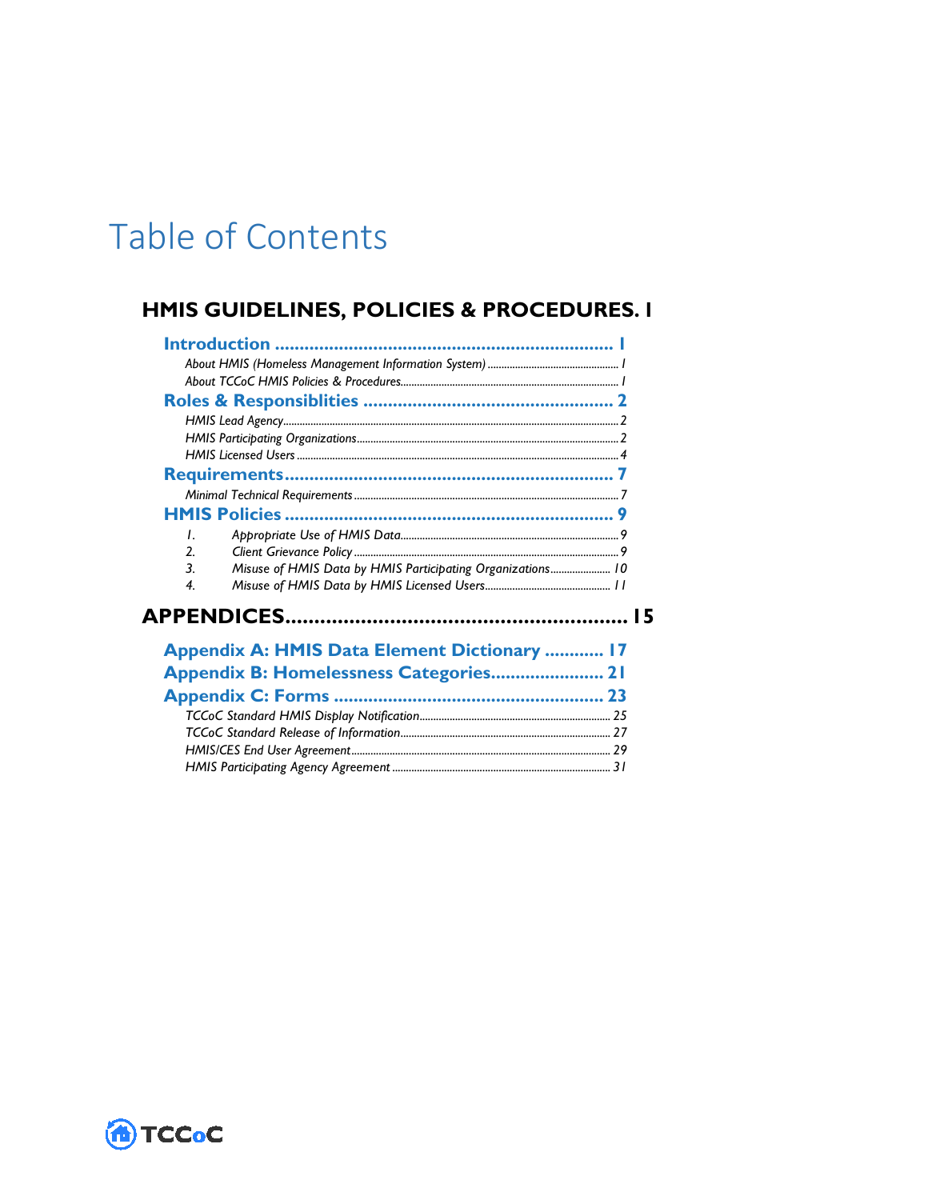# Table of Contents

**HMIS GUIDELINES, POLICIES & PROCEDURES. 1**

**Introduction .................................................................... 1**

*About HMIS (Homeless Management Information System) ............................................ 1*

*About TCCoC HMIS Policies & Procedures............................................................................ 1*

**Roles & Responsiblities .................................................. 2**

*HMIS Lead Agency...................................................................................................... 2*

*HMIS Participating Organizations.................................................................................. 2*

*HMIS Licensed Users ..................................................................................................... 4*

**Requirements................................................................. 7**

*Minimal Technical Requirements.................................................................................... 7*

**HMIS Policies ................................................................. 9**

1. *Appropriate Use of HMIS Data.................................................................... 9*
2. *Client Grievance Policy ..................................................................................... 9*
3. *Misuse of HMIS Data by HMIS Participating Organizations...................... 10*
4. *Misuse of HMIS Data by HMIS Licensed Users............................................ 11*

**APPENDICES......................................................... 15**

**Appendix A: HMIS Data Element Dictionary ............ 17**

**Appendix B: Homelessness Categories....................... 21**

**Appendix C: Forms ...................................................... 23**

*TCCoC Standard HMIS Display Notification.......................................................... 25*

*TCCoC Standard Release of Information................................................................ 27*

*HMIS/CES End User Agreement.............................................................................. 29*

*HMIS Participating Agency Agreement .................................................................. 31*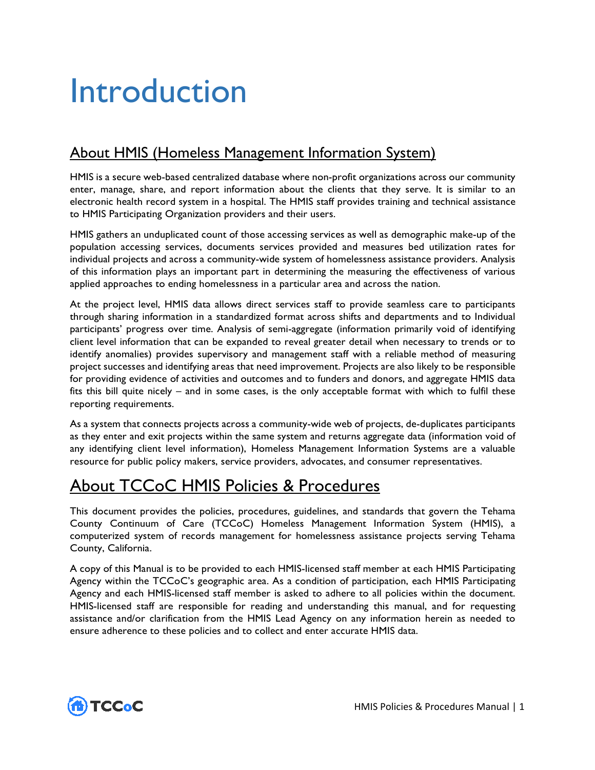# Introduction

## About HMIS (Homeless Management Information System)

HMIS is a secure web-based centralized database where non-profit organizations across our community enter, manage, share, and report information about the clients that they serve. It is similar to an electronic health record system in a hospital. The HMIS staff provides training and technical assistance to HMIS Participating Organization providers and their users.

HMIS gathers an unduplicated count of those accessing services as well as demographic make-up of the population accessing services, documents services provided and measures bed utilization rates for individual projects and across a community-wide system of homelessness assistance providers. Analysis of this information plays an important part in determining the measuring the effectiveness of various applied approaches to ending homelessness in a particular area and across the nation.

At the project level, HMIS data allows direct services staff to provide seamless care to participants through sharing information in a standardized format across shifts and departments and to Individual participants' progress over time. Analysis of semi-aggregate (information primarily void of identifying client level information that can be expanded to reveal greater detail when necessary to trends or to identify anomalies) provides supervisory and management staff with a reliable method of measuring project successes and identifying areas that need improvement. Projects are also likely to be responsible for providing evidence of activities and outcomes and to funders and donors, and aggregate HMIS data fits this bill quite nicely – and in some cases, is the only acceptable format with which to fulfil these reporting requirements.

As a system that connects projects across a community-wide web of projects, de-duplicates participants as they enter and exit projects within the same system and returns aggregate data (information void of any identifying client level information), Homeless Management Information Systems are a valuable resource for public policy makers, service providers, advocates, and consumer representatives.

## About TCCoC HMIS Policies & Procedures

This document provides the policies, procedures, guidelines, and standards that govern the Tehama County Continuum of Care (TCCoC) Homeless Management Information System (HMIS), a computerized system of records management for homelessness assistance projects serving Tehama County, California.

A copy of this Manual is to be provided to each HMIS-licensed staff member at each HMIS Participating Agency within the TCCoC's geographic area. As a condition of participation, each HMIS Participating Agency and each HMIS-licensed staff member is asked to adhere to all policies within the document. HMIS-licensed staff are responsible for reading and understanding this manual, and for requesting assistance and/or clarification from the HMIS Lead Agency on any information herein as needed to ensure adherence to these policies and to collect and enter accurate HMIS data.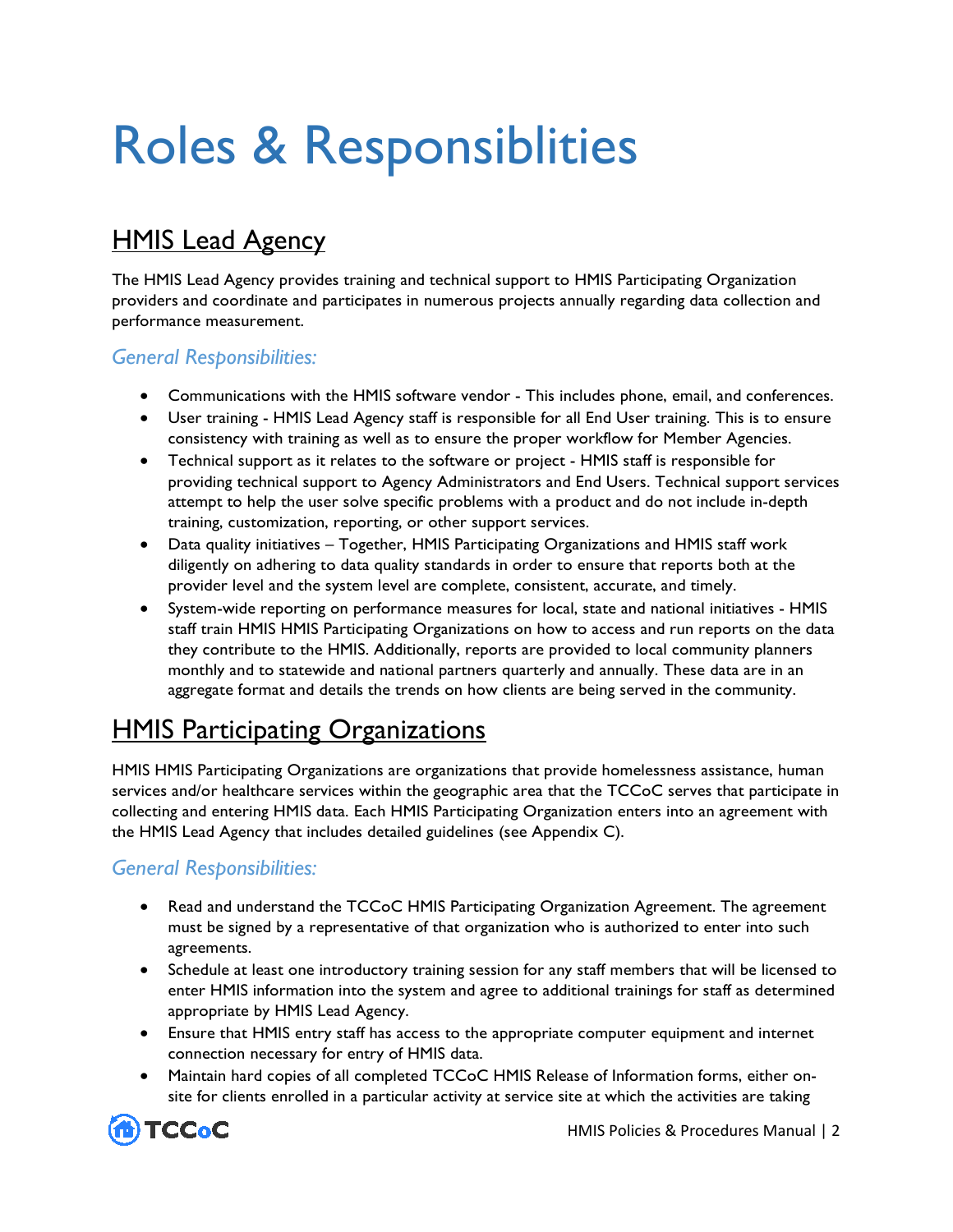# Roles & Responsiblities

## HMIS Lead Agency

The HMIS Lead Agency provides training and technical support to HMIS Participating Organization providers and coordinate and participates in numerous projects annually regarding data collection and performance measurement.

### *General Responsibilities:*

- Communications with the HMIS software vendor - This includes phone, email, and conferences.
- User training - HMIS Lead Agency staff is responsible for all End User training. This is to ensure consistency with training as well as to ensure the proper workflow for Member Agencies.
- Technical support as it relates to the software or project - HMIS staff is responsible for providing technical support to Agency Administrators and End Users. Technical support services attempt to help the user solve specific problems with a product and do not include in-depth training, customization, reporting, or other support services.
- Data quality initiatives – Together, HMIS Participating Organizations and HMIS staff work diligently on adhering to data quality standards in order to ensure that reports both at the provider level and the system level are complete, consistent, accurate, and timely.
- System-wide reporting on performance measures for local, state and national initiatives - HMIS staff train HMIS HMIS Participating Organizations on how to access and run reports on the data they contribute to the HMIS. Additionally, reports are provided to local community planners monthly and to statewide and national partners quarterly and annually. These data are in an aggregate format and details the trends on how clients are being served in the community.

## HMIS Participating Organizations

HMIS HMIS Participating Organizations are organizations that provide homelessness assistance, human services and/or healthcare services within the geographic area that the TCCoC serves that participate in collecting and entering HMIS data. Each HMIS Participating Organization enters into an agreement with the HMIS Lead Agency that includes detailed guidelines (see Appendix C).

### *General Responsibilities:*

- Read and understand the TCCoC HMIS Participating Organization Agreement. The agreement must be signed by a representative of that organization who is authorized to enter into such agreements.
- Schedule at least one introductory training session for any staff members that will be licensed to enter HMIS information into the system and agree to additional trainings for staff as determined appropriate by HMIS Lead Agency.
- Ensure that HMIS entry staff has access to the appropriate computer equipment and internet connection necessary for entry of HMIS data.
- Maintain hard copies of all completed TCCoC HMIS Release of Information forms, either on-site for clients enrolled in a particular activity at service site at which the activities are taking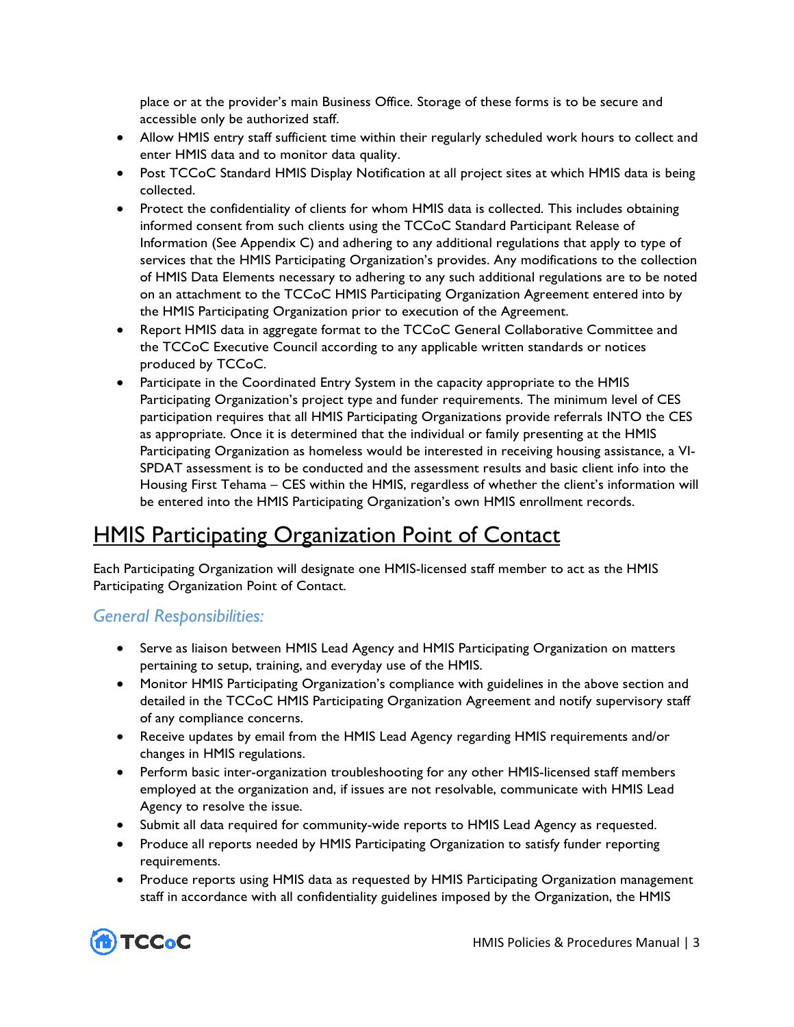place or at the provider's main Business Office. Storage of these forms is to be secure and accessible only be authorized staff.

- Allow HMIS entry staff sufficient time within their regularly scheduled work hours to collect and enter HMIS data and to monitor data quality.
- Post TCCoC Standard HMIS Display Notification at all project sites at which HMIS data is being collected.
- Protect the confidentiality of clients for whom HMIS data is collected. This includes obtaining informed consent from such clients using the TCCoC Standard Participant Release of Information (See Appendix C) and adhering to any additional regulations that apply to type of services that the HMIS Participating Organization's provides. Any modifications to the collection of HMIS Data Elements necessary to adhering to any such additional regulations are to be noted on an attachment to the TCCoC HMIS Participating Organization Agreement entered into by the HMIS Participating Organization prior to execution of the Agreement.
- Report HMIS data in aggregate format to the TCCoC General Collaborative Committee and the TCCoC Executive Council according to any applicable written standards or notices produced by TCCoC.
- Participate in the Coordinated Entry System in the capacity appropriate to the HMIS Participating Organization's project type and funder requirements. The minimum level of CES participation requires that all HMIS Participating Organizations provide referrals INTO the CES as appropriate. Once it is determined that the individual or family presenting at the HMIS Participating Organization as homeless would be interested in receiving housing assistance, a VI-SPDAT assessment is to be conducted and the assessment results and basic client info into the Housing First Tehama – CES within the HMIS, regardless of whether the client's information will be entered into the HMIS Participating Organization's own HMIS enrollment records.

## HMIS Participating Organization Point of Contact

Each Participating Organization will designate one HMIS-licensed staff member to act as the HMIS Participating Organization Point of Contact.

### *General Responsibilities:*

- Serve as liaison between HMIS Lead Agency and HMIS Participating Organization on matters pertaining to setup, training, and everyday use of the HMIS.
- Monitor HMIS Participating Organization's compliance with guidelines in the above section and detailed in the TCCoC HMIS Participating Organization Agreement and notify supervisory staff of any compliance concerns.
- Receive updates by email from the HMIS Lead Agency regarding HMIS requirements and/or changes in HMIS regulations.
- Perform basic inter-organization troubleshooting for any other HMIS-licensed staff members employed at the organization and, if issues are not resolvable, communicate with HMIS Lead Agency to resolve the issue.
- Submit all data required for community-wide reports to HMIS Lead Agency as requested.
- Produce all reports needed by HMIS Participating Organization to satisfy funder reporting requirements.
- Produce reports using HMIS data as requested by HMIS Participating Organization management staff in accordance with all confidentiality guidelines imposed by the Organization, the HMIS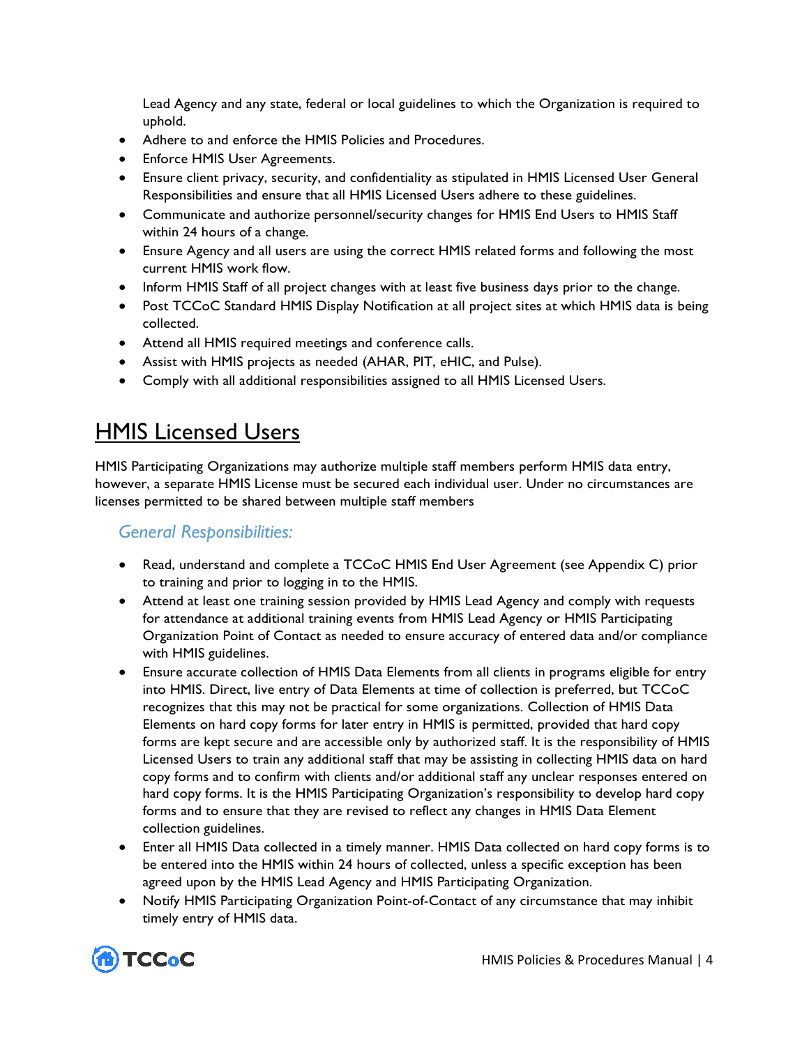Lead Agency and any state, federal or local guidelines to which the Organization is required to uphold.

- Adhere to and enforce the HMIS Policies and Procedures.
- Enforce HMIS User Agreements.
- Ensure client privacy, security, and confidentiality as stipulated in HMIS Licensed User General Responsibilities and ensure that all HMIS Licensed Users adhere to these guidelines.
- Communicate and authorize personnel/security changes for HMIS End Users to HMIS Staff within 24 hours of a change.
- Ensure Agency and all users are using the correct HMIS related forms and following the most current HMIS work flow.
- Inform HMIS Staff of all project changes with at least five business days prior to the change.
- Post TCCoC Standard HMIS Display Notification at all project sites at which HMIS data is being collected.
- Attend all HMIS required meetings and conference calls.
- Assist with HMIS projects as needed (AHAR, PIT, eHIC, and Pulse).
- Comply with all additional responsibilities assigned to all HMIS Licensed Users.

# HMIS Licensed Users

HMIS Participating Organizations may authorize multiple staff members perform HMIS data entry, however, a separate HMIS License must be secured each individual user. Under no circumstances are licenses permitted to be shared between multiple staff members

## *General Responsibilities:*

- Read, understand and complete a TCCoC HMIS End User Agreement (see Appendix C) prior to training and prior to logging in to the HMIS.
- Attend at least one training session provided by HMIS Lead Agency and comply with requests for attendance at additional training events from HMIS Lead Agency or HMIS Participating Organization Point of Contact as needed to ensure accuracy of entered data and/or compliance with HMIS guidelines.
- Ensure accurate collection of HMIS Data Elements from all clients in programs eligible for entry into HMIS. Direct, live entry of Data Elements at time of collection is preferred, but TCCoC recognizes that this may not be practical for some organizations. Collection of HMIS Data Elements on hard copy forms for later entry in HMIS is permitted, provided that hard copy forms are kept secure and are accessible only by authorized staff. It is the responsibility of HMIS Licensed Users to train any additional staff that may be assisting in collecting HMIS data on hard copy forms and to confirm with clients and/or additional staff any unclear responses entered on hard copy forms. It is the HMIS Participating Organization's responsibility to develop hard copy forms and to ensure that they are revised to reflect any changes in HMIS Data Element collection guidelines.
- Enter all HMIS Data collected in a timely manner. HMIS Data collected on hard copy forms is to be entered into the HMIS within 24 hours of collected, unless a specific exception has been agreed upon by the HMIS Lead Agency and HMIS Participating Organization.
- Notify HMIS Participating Organization Point-of-Contact of any circumstance that may inhibit timely entry of HMIS data.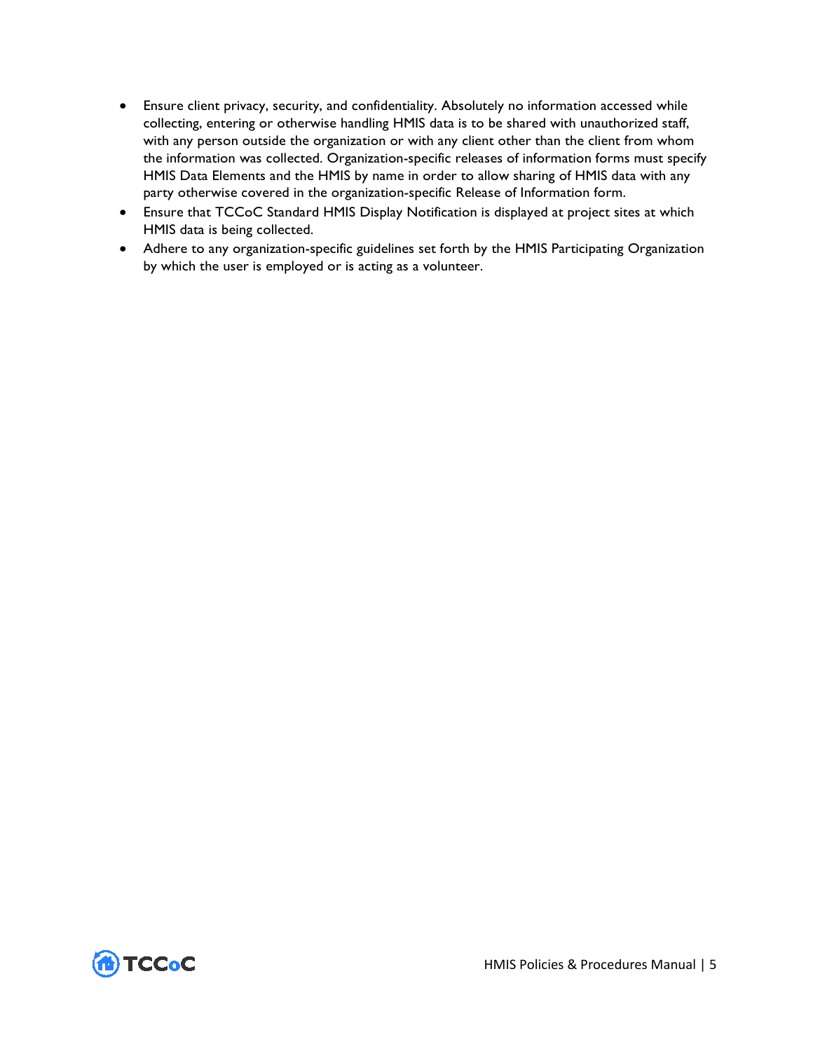- Ensure client privacy, security, and confidentiality. Absolutely no information accessed while collecting, entering or otherwise handling HMIS data is to be shared with unauthorized staff, with any person outside the organization or with any client other than the client from whom the information was collected. Organization-specific releases of information forms must specify HMIS Data Elements and the HMIS by name in order to allow sharing of HMIS data with any party otherwise covered in the organization-specific Release of Information form.
- Ensure that TCCoC Standard HMIS Display Notification is displayed at project sites at which HMIS data is being collected.
- Adhere to any organization-specific guidelines set forth by the HMIS Participating Organization by which the user is employed or is acting as a volunteer.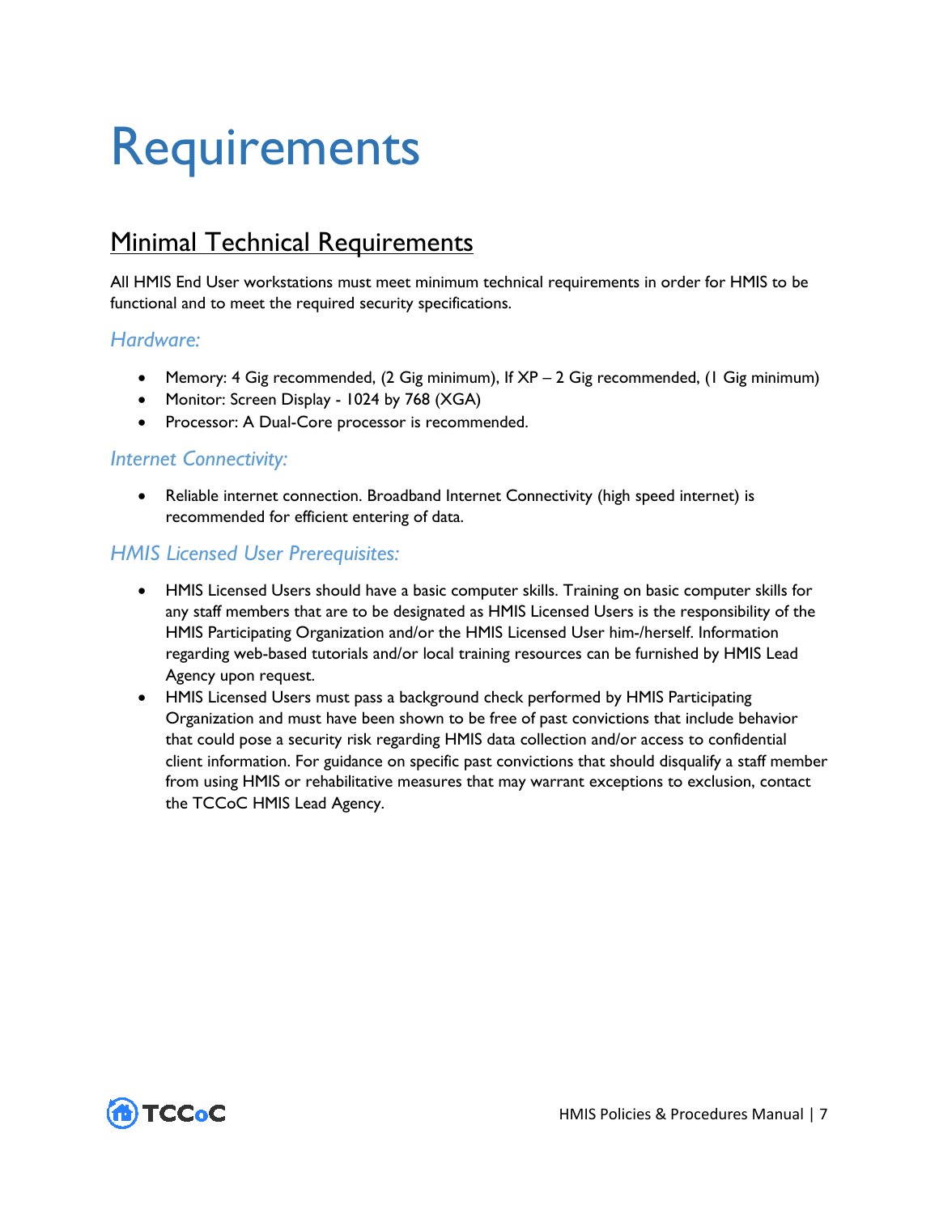# Requirements

## Minimal Technical Requirements

All HMIS End User workstations must meet minimum technical requirements in order for HMIS to be functional and to meet the required security specifications.

### *Hardware:*

- Memory: 4 Gig recommended, (2 Gig minimum), If XP – 2 Gig recommended, (1 Gig minimum)
- Monitor: Screen Display - 1024 by 768 (XGA)
- Processor: A Dual-Core processor is recommended.

### *Internet Connectivity:*

- Reliable internet connection. Broadband Internet Connectivity (high speed internet) is recommended for efficient entering of data.

### *HMIS Licensed User Prerequisites:*

- HMIS Licensed Users should have a basic computer skills. Training on basic computer skills for any staff members that are to be designated as HMIS Licensed Users is the responsibility of the HMIS Participating Organization and/or the HMIS Licensed User him-/herself. Information regarding web-based tutorials and/or local training resources can be furnished by HMIS Lead Agency upon request.
- HMIS Licensed Users must pass a background check performed by HMIS Participating Organization and must have been shown to be free of past convictions that include behavior that could pose a security risk regarding HMIS data collection and/or access to confidential client information. For guidance on specific past convictions that should disqualify a staff member from using HMIS or rehabilitative measures that may warrant exceptions to exclusion, contact the TCCoC HMIS Lead Agency.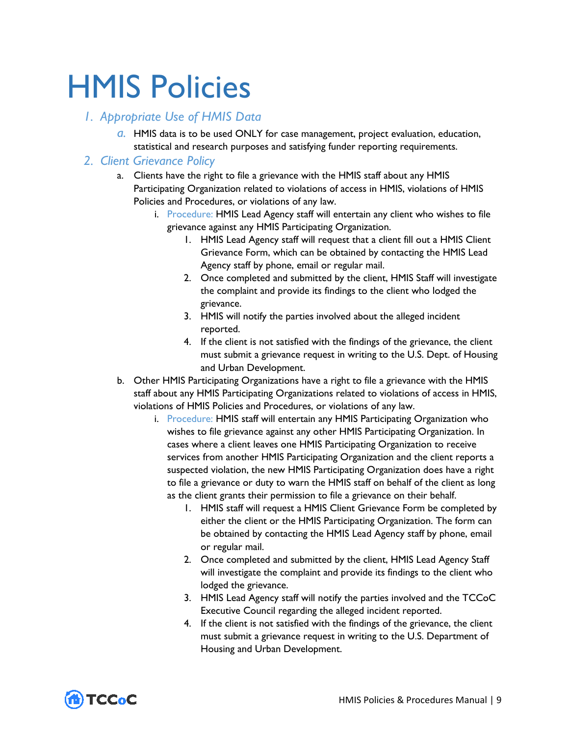# HMIS Policies

## 1. Appropriate Use of HMIS Data

a. HMIS data is to be used ONLY for case management, project evaluation, education, statistical and research purposes and satisfying funder reporting requirements.

## 2. Client Grievance Policy

a. Clients have the right to file a grievance with the HMIS staff about any HMIS Participating Organization related to violations of access in HMIS, violations of HMIS Policies and Procedures, or violations of any law.

   i. Procedure: HMIS Lead Agency staff will entertain any client who wishes to file grievance against any HMIS Participating Organization.

      1. HMIS Lead Agency staff will request that a client fill out a HMIS Client Grievance Form, which can be obtained by contacting the HMIS Lead Agency staff by phone, email or regular mail.
      2. Once completed and submitted by the client, HMIS Staff will investigate the complaint and provide its findings to the client who lodged the grievance.
      3. HMIS will notify the parties involved about the alleged incident reported.
      4. If the client is not satisfied with the findings of the grievance, the client must submit a grievance request in writing to the U.S. Dept. of Housing and Urban Development.

b. Other HMIS Participating Organizations have a right to file a grievance with the HMIS staff about any HMIS Participating Organizations related to violations of access in HMIS, violations of HMIS Policies and Procedures, or violations of any law.

   i. Procedure: HMIS staff will entertain any HMIS Participating Organization who wishes to file grievance against any other HMIS Participating Organization. In cases where a client leaves one HMIS Participating Organization to receive services from another HMIS Participating Organization and the client reports a suspected violation, the new HMIS Participating Organization does have a right to file a grievance or duty to warn the HMIS staff on behalf of the client as long as the client grants their permission to file a grievance on their behalf.

      1. HMIS staff will request a HMIS Client Grievance Form be completed by either the client or the HMIS Participating Organization. The form can be obtained by contacting the HMIS Lead Agency staff by phone, email or regular mail.
      2. Once completed and submitted by the client, HMIS Lead Agency Staff will investigate the complaint and provide its findings to the client who lodged the grievance.
      3. HMIS Lead Agency staff will notify the parties involved and the TCCoC Executive Council regarding the alleged incident reported.
      4. If the client is not satisfied with the findings of the grievance, the client must submit a grievance request in writing to the U.S. Department of Housing and Urban Development.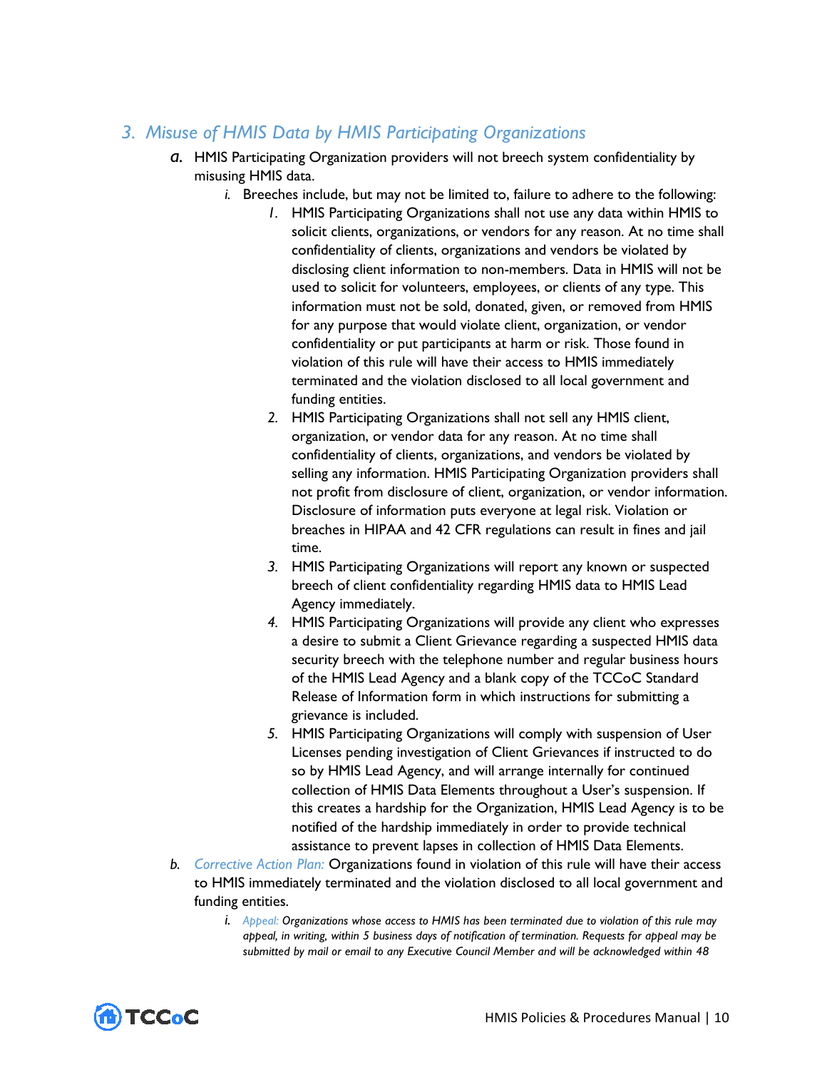## 3. *Misuse of HMIS Data by HMIS Participating Organizations*

a. HMIS Participating Organization providers will not breech system confidentiality by misusing HMIS data.

   i. Breeches include, but may not be limited to, failure to adhere to the following:

      1. HMIS Participating Organizations shall not use any data within HMIS to solicit clients, organizations, or vendors for any reason. At no time shall confidentiality of clients, organizations and vendors be violated by disclosing client information to non-members. Data in HMIS will not be used to solicit for volunteers, employees, or clients of any type. This information must not be sold, donated, given, or removed from HMIS for any purpose that would violate client, organization, or vendor confidentiality or put participants at harm or risk. Those found in violation of this rule will have their access to HMIS immediately terminated and the violation disclosed to all local government and funding entities.
      2. HMIS Participating Organizations shall not sell any HMIS client, organization, or vendor data for any reason. At no time shall confidentiality of clients, organizations, and vendors be violated by selling any information. HMIS Participating Organization providers shall not profit from disclosure of client, organization, or vendor information. Disclosure of information puts everyone at legal risk. Violation or breaches in HIPAA and 42 CFR regulations can result in fines and jail time.
      3. HMIS Participating Organizations will report any known or suspected breech of client confidentiality regarding HMIS data to HMIS Lead Agency immediately.
      4. HMIS Participating Organizations will provide any client who expresses a desire to submit a Client Grievance regarding a suspected HMIS data security breech with the telephone number and regular business hours of the HMIS Lead Agency and a blank copy of the TCCoC Standard Release of Information form in which instructions for submitting a grievance is included.
      5. HMIS Participating Organizations will comply with suspension of User Licenses pending investigation of Client Grievances if instructed to do so by HMIS Lead Agency, and will arrange internally for continued collection of HMIS Data Elements throughout a User's suspension. If this creates a hardship for the Organization, HMIS Lead Agency is to be notified of the hardship immediately in order to provide technical assistance to prevent lapses in collection of HMIS Data Elements.

b. *Corrective Action Plan:* Organizations found in violation of this rule will have their access to HMIS immediately terminated and the violation disclosed to all local government and funding entities.

   i. *Appeal: Organizations whose access to HMIS has been terminated due to violation of this rule may appeal, in writing, within 5 business days of notification of termination. Requests for appeal may be submitted by mail or email to any Executive Council Member and will be acknowledged within 48*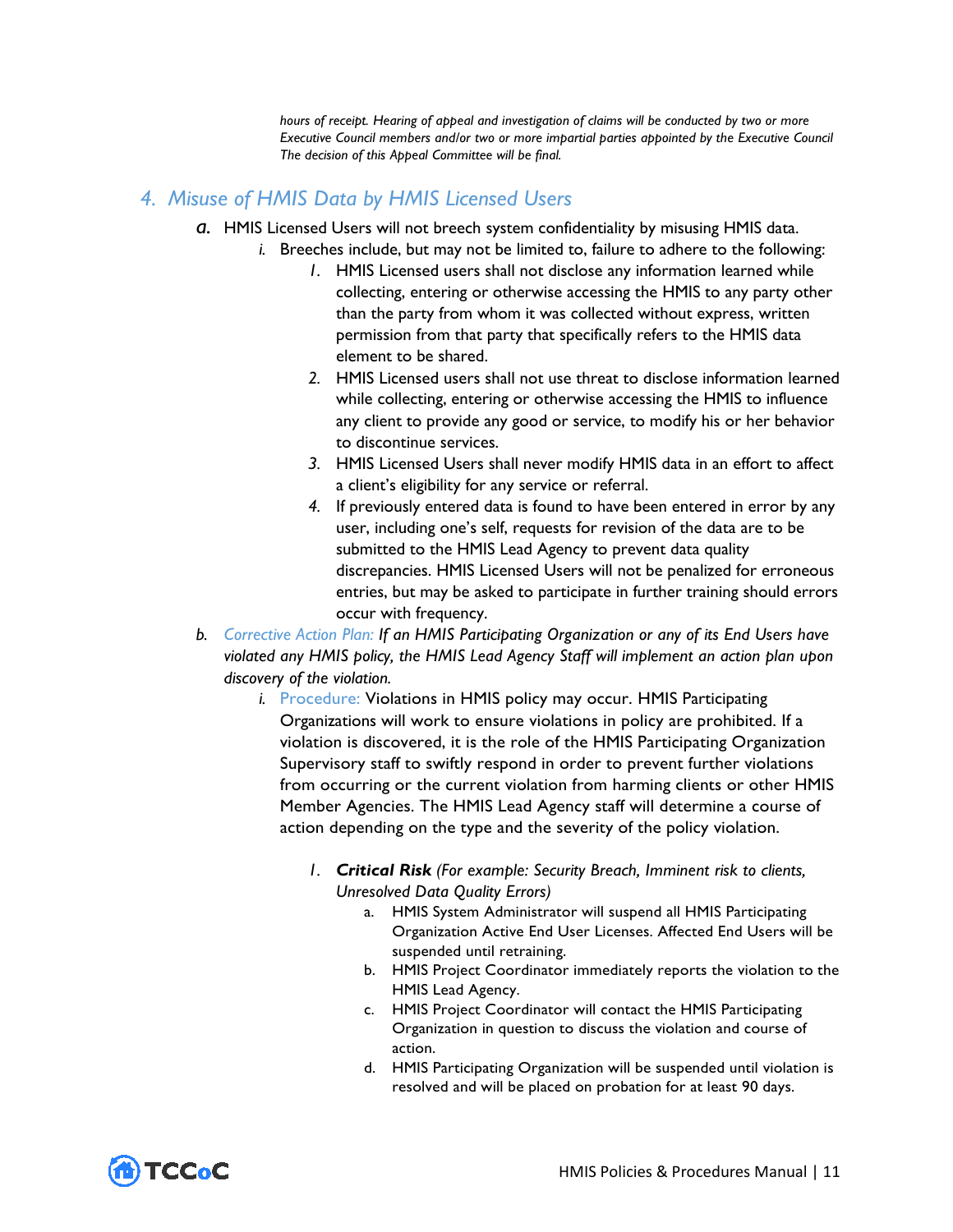*hours of receipt. Hearing of appeal and investigation of claims will be conducted by two or more Executive Council members and/or two or more impartial parties appointed by the Executive Council The decision of this Appeal Committee will be final.*

## 4. Misuse of HMIS Data by HMIS Licensed Users

a. HMIS Licensed Users will not breech system confidentiality by misusing HMIS data.

   i. Breeches include, but may not be limited to, failure to adhere to the following:

      1. HMIS Licensed users shall not disclose any information learned while collecting, entering or otherwise accessing the HMIS to any party other than the party from whom it was collected without express, written permission from that party that specifically refers to the HMIS data element to be shared.
      2. HMIS Licensed users shall not use threat to disclose information learned while collecting, entering or otherwise accessing the HMIS to influence any client to provide any good or service, to modify his or her behavior to discontinue services.
      3. HMIS Licensed Users shall never modify HMIS data in an effort to affect a client's eligibility for any service or referral.
      4. If previously entered data is found to have been entered in error by any user, including one's self, requests for revision of the data are to be submitted to the HMIS Lead Agency to prevent data quality discrepancies. HMIS Licensed Users will not be penalized for erroneous entries, but may be asked to participate in further training should errors occur with frequency.

b. *Corrective Action Plan: If an HMIS Participating Organization or any of its End Users have violated any HMIS policy, the HMIS Lead Agency Staff will implement an action plan upon discovery of the violation.*

   i. Procedure: Violations in HMIS policy may occur. HMIS Participating Organizations will work to ensure violations in policy are prohibited. If a violation is discovered, it is the role of the HMIS Participating Organization Supervisory staff to swiftly respond in order to prevent further violations from occurring or the current violation from harming clients or other HMIS Member Agencies. The HMIS Lead Agency staff will determine a course of action depending on the type and the severity of the policy violation.

      1. ***Critical Risk*** *(For example: Security Breach, Imminent risk to clients, Unresolved Data Quality Errors)*
         a. HMIS System Administrator will suspend all HMIS Participating Organization Active End User Licenses. Affected End Users will be suspended until retraining.
         b. HMIS Project Coordinator immediately reports the violation to the HMIS Lead Agency.
         c. HMIS Project Coordinator will contact the HMIS Participating Organization in question to discuss the violation and course of action.
         d. HMIS Participating Organization will be suspended until violation is resolved and will be placed on probation for at least 90 days.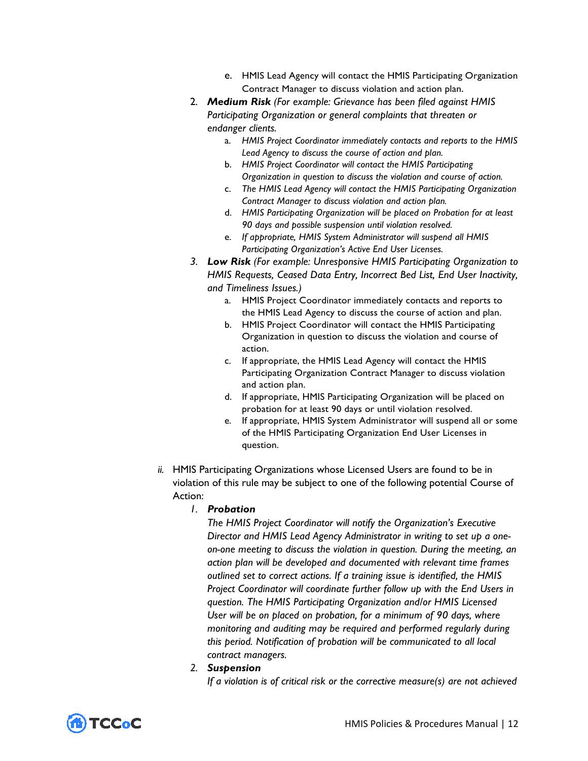e. HMIS Lead Agency will contact the HMIS Participating Organization Contract Manager to discuss violation and action plan.

2. ***Medium Risk*** *(For example: Grievance has been filed against HMIS Participating Organization or general complaints that threaten or endanger clients.*
   a. *HMIS Project Coordinator immediately contacts and reports to the HMIS Lead Agency to discuss the course of action and plan.*
   b. *HMIS Project Coordinator will contact the HMIS Participating Organization in question to discuss the violation and course of action.*
   c. *The HMIS Lead Agency will contact the HMIS Participating Organization Contract Manager to discuss violation and action plan.*
   d. *HMIS Participating Organization will be placed on Probation for at least 90 days and possible suspension until violation resolved.*
   e. *If appropriate, HMIS System Administrator will suspend all HMIS Participating Organization's Active End User Licenses.*

3. ***Low Risk*** *(For example: Unresponsive HMIS Participating Organization to HMIS Requests, Ceased Data Entry, Incorrect Bed List, End User Inactivity, and Timeliness Issues.)*
   a. HMIS Project Coordinator immediately contacts and reports to the HMIS Lead Agency to discuss the course of action and plan.
   b. HMIS Project Coordinator will contact the HMIS Participating Organization in question to discuss the violation and course of action.
   c. If appropriate, the HMIS Lead Agency will contact the HMIS Participating Organization Contract Manager to discuss violation and action plan.
   d. If appropriate, HMIS Participating Organization will be placed on probation for at least 90 days or until violation resolved.
   e. If appropriate, HMIS System Administrator will suspend all or some of the HMIS Participating Organization End User Licenses in question.

*ii.* HMIS Participating Organizations whose Licensed Users are found to be in violation of this rule may be subject to one of the following potential Course of Action:

1. ***Probation***

   *The HMIS Project Coordinator will notify the Organization's Executive Director and HMIS Lead Agency Administrator in writing to set up a one-on-one meeting to discuss the violation in question. During the meeting, an action plan will be developed and documented with relevant time frames outlined set to correct actions. If a training issue is identified, the HMIS Project Coordinator will coordinate further follow up with the End Users in question. The HMIS Participating Organization and/or HMIS Licensed User will be on placed on probation, for a minimum of 90 days, where monitoring and auditing may be required and performed regularly during this period. Notification of probation will be communicated to all local contract managers.*

2. ***Suspension***

   *If a violation is of critical risk or the corrective measure(s) are not achieved*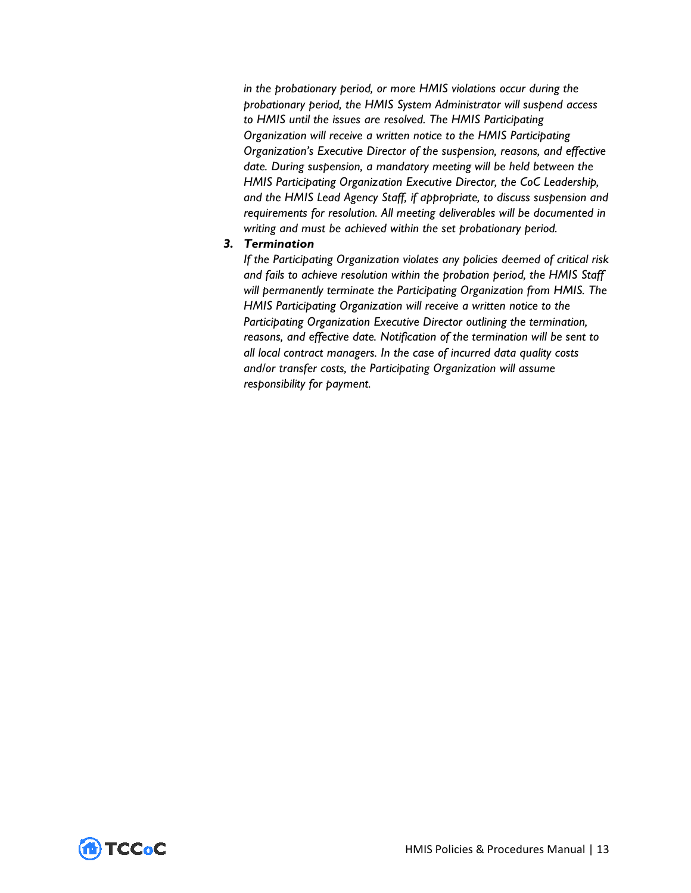*in the probationary period, or more HMIS violations occur during the probationary period, the HMIS System Administrator will suspend access to HMIS until the issues are resolved. The HMIS Participating Organization will receive a written notice to the HMIS Participating Organization's Executive Director of the suspension, reasons, and effective date. During suspension, a mandatory meeting will be held between the HMIS Participating Organization Executive Director, the CoC Leadership, and the HMIS Lead Agency Staff, if appropriate, to discuss suspension and requirements for resolution. All meeting deliverables will be documented in writing and must be achieved within the set probationary period.*

3. ***Termination***

   *If the Participating Organization violates any policies deemed of critical risk and fails to achieve resolution within the probation period, the HMIS Staff will permanently terminate the Participating Organization from HMIS. The HMIS Participating Organization will receive a written notice to the Participating Organization Executive Director outlining the termination, reasons, and effective date. Notification of the termination will be sent to all local contract managers. In the case of incurred data quality costs and/or transfer costs, the Participating Organization will assume responsibility for payment.*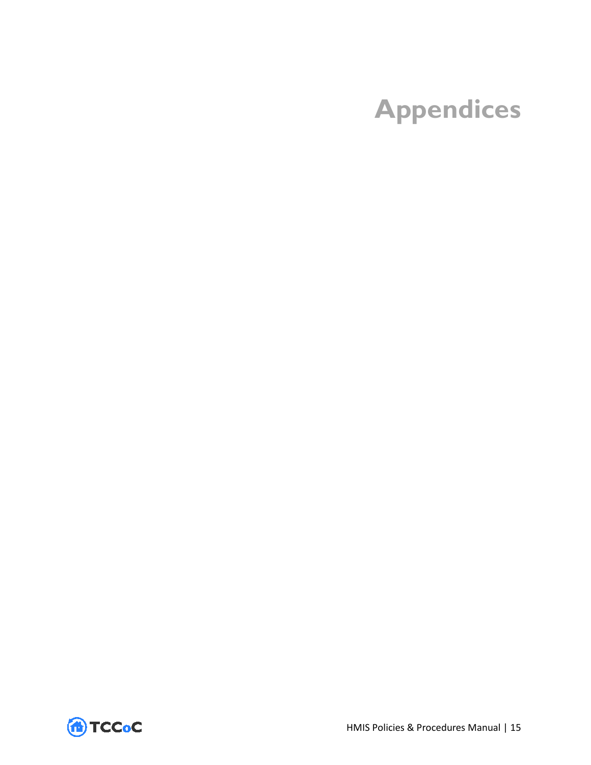# Appendices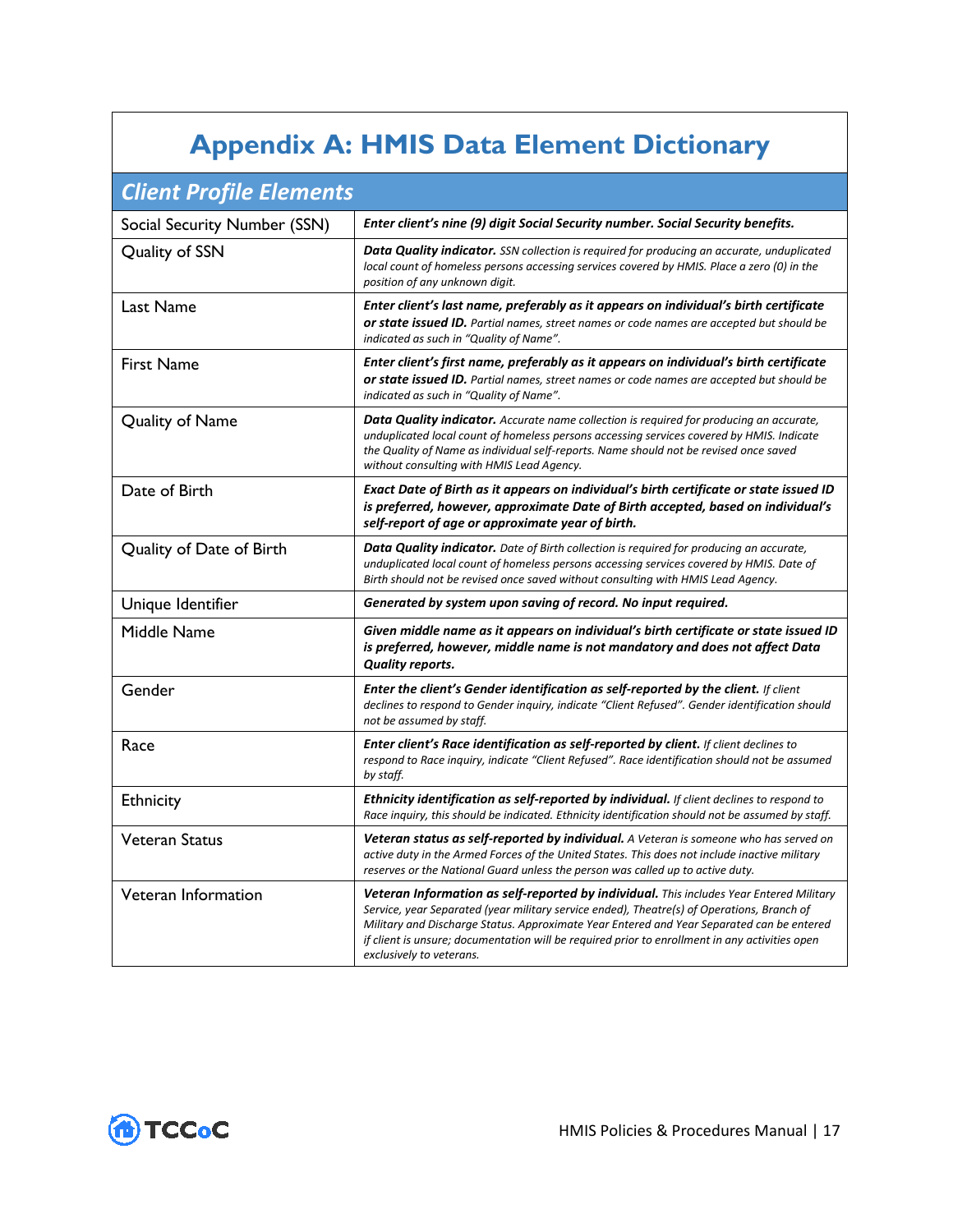# Appendix A: HMIS Data Element Dictionary

## Client Profile Elements

| | |
|---|---|
| Social Security Number (SSN) | ***Enter client's nine (9) digit Social Security number. Social Security benefits.*** |
| Quality of SSN | ***Data Quality indicator.*** *SSN collection is required for producing an accurate, unduplicated local count of homeless persons accessing services covered by HMIS. Place a zero (0) in the position of any unknown digit.* |
| Last Name | ***Enter client's last name, preferably as it appears on individual's birth certificate or state issued ID.*** *Partial names, street names or code names are accepted but should be indicated as such in "Quality of Name".* |
| First Name | ***Enter client's first name, preferably as it appears on individual's birth certificate or state issued ID.*** *Partial names, street names or code names are accepted but should be indicated as such in "Quality of Name".* |
| Quality of Name | ***Data Quality indicator.*** *Accurate name collection is required for producing an accurate, unduplicated local count of homeless persons accessing services covered by HMIS. Indicate the Quality of Name as individual self-reports. Name should not be revised once saved without consulting with HMIS Lead Agency.* |
| Date of Birth | ***Exact Date of Birth as it appears on individual's birth certificate or state issued ID is preferred, however, approximate Date of Birth accepted, based on individual's self-report of age or approximate year of birth.*** |
| Quality of Date of Birth | ***Data Quality indicator.*** *Date of Birth collection is required for producing an accurate, unduplicated local count of homeless persons accessing services covered by HMIS. Date of Birth should not be revised once saved without consulting with HMIS Lead Agency.* |
| Unique Identifier | ***Generated by system upon saving of record. No input required.*** |
| Middle Name | ***Given middle name as it appears on individual's birth certificate or state issued ID is preferred, however, middle name is not mandatory and does not affect Data Quality reports.*** |
| Gender | ***Enter the client's Gender identification as self-reported by the client.*** *If client declines to respond to Gender inquiry, indicate "Client Refused". Gender identification should not be assumed by staff.* |
| Race | ***Enter client's Race identification as self-reported by client.*** *If client declines to respond to Race inquiry, indicate "Client Refused". Race identification should not be assumed by staff.* |
| Ethnicity | ***Ethnicity identification as self-reported by individual.*** *If client declines to respond to Race inquiry, this should be indicated. Ethnicity identification should not be assumed by staff.* |
| Veteran Status | ***Veteran status as self-reported by individual.*** *A Veteran is someone who has served on active duty in the Armed Forces of the United States. This does not include inactive military reserves or the National Guard unless the person was called up to active duty.* |
| Veteran Information | ***Veteran Information as self-reported by individual.*** *This includes Year Entered Military Service, year Separated (year military service ended), Theatre(s) of Operations, Branch of Military and Discharge Status. Approximate Year Entered and Year Separated can be entered if client is unsure; documentation will be required prior to enrollment in any activities open exclusively to veterans.* |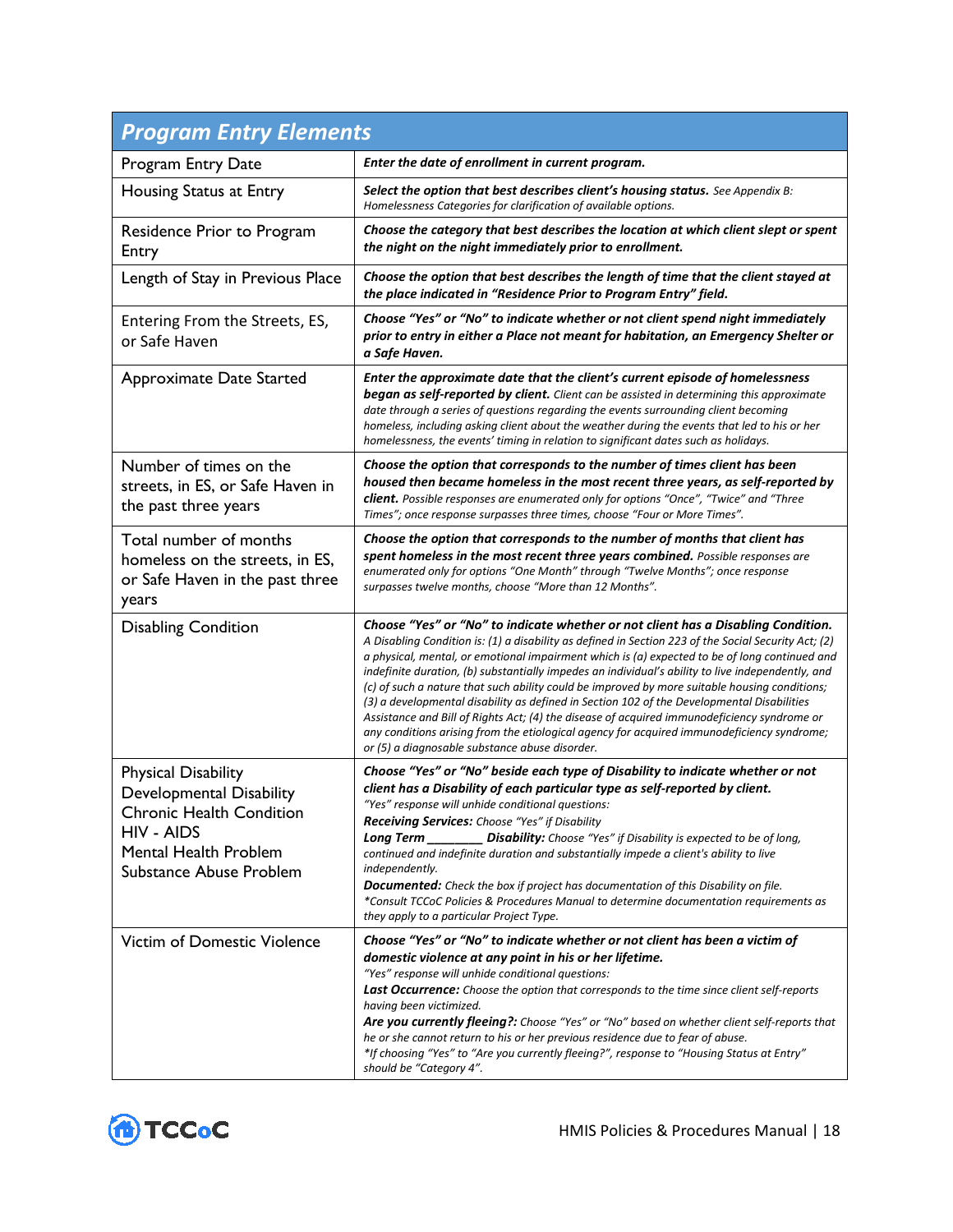| Program Entry Elements | |
|---|---|
| Program Entry Date | ***Enter the date of enrollment in current program.*** |
| Housing Status at Entry | ***Select the option that best describes client's housing status.*** *See Appendix B: Homelessness Categories for clarification of available options.* |
| Residence Prior to Program Entry | ***Choose the category that best describes the location at which client slept or spent the night on the night immediately prior to enrollment.*** |
| Length of Stay in Previous Place | ***Choose the option that best describes the length of time that the client stayed at the place indicated in "Residence Prior to Program Entry" field.*** |
| Entering From the Streets, ES, or Safe Haven | ***Choose "Yes" or "No" to indicate whether or not client spend night immediately prior to entry in either a Place not meant for habitation, an Emergency Shelter or a Safe Haven.*** |
| Approximate Date Started | ***Enter the approximate date that the client's current episode of homelessness began as self-reported by client.*** *Client can be assisted in determining this approximate date through a series of questions regarding the events surrounding client becoming homeless, including asking client about the weather during the events that led to his or her homelessness, the events' timing in relation to significant dates such as holidays.* |
| Number of times on the streets, in ES, or Safe Haven in the past three years | ***Choose the option that corresponds to the number of times client has been housed then became homeless in the most recent three years, as self-reported by client.*** *Possible responses are enumerated only for options "Once", "Twice" and "Three Times"; once response surpasses three times, choose "Four or More Times".* |
| Total number of months homeless on the streets, in ES, or Safe Haven in the past three years | ***Choose the option that corresponds to the number of months that client has spent homeless in the most recent three years combined.*** *Possible responses are enumerated only for options "One Month" through "Twelve Months"; once response surpasses twelve months, choose "More than 12 Months".* |
| Disabling Condition | ***Choose "Yes" or "No" to indicate whether or not client has a Disabling Condition.*** *A Disabling Condition is: (1) a disability as defined in Section 223 of the Social Security Act; (2) a physical, mental, or emotional impairment which is (a) expected to be of long continued and indefinite duration, (b) substantially impedes an individual's ability to live independently, and (c) of such a nature that such ability could be improved by more suitable housing conditions; (3) a developmental disability as defined in Section 102 of the Developmental Disabilities Assistance and Bill of Rights Act; (4) the disease of acquired immunodeficiency syndrome or any conditions arising from the etiological agency for acquired immunodeficiency syndrome; or (5) a diagnosable substance abuse disorder.* |
| Physical Disability<br>Developmental Disability<br>Chronic Health Condition<br>HIV - AIDS<br>Mental Health Problem<br>Substance Abuse Problem | ***Choose "Yes" or "No" beside each type of Disability to indicate whether or not client has a Disability of each particular type as self-reported by client.***<br>*"Yes" response will unhide conditional questions:*<br>***Receiving Services:*** *Choose "Yes" if Disability*<br>***Long Term ________ Disability:*** *Choose "Yes" if Disability is expected to be of long, continued and indefinite duration and substantially impede a client's ability to live independently.*<br>***Documented:*** *Check the box if project has documentation of this Disability on file.*<br>*\*Consult TCCoC Policies & Procedures Manual to determine documentation requirements as they apply to a particular Project Type.* |
| Victim of Domestic Violence | ***Choose "Yes" or "No" to indicate whether or not client has been a victim of domestic violence at any point in his or her lifetime.***<br>*"Yes" response will unhide conditional questions:*<br>***Last Occurrence:*** *Choose the option that corresponds to the time since client self-reports having been victimized.*<br>***Are you currently fleeing?:*** *Choose "Yes" or "No" based on whether client self-reports that he or she cannot return to his or her previous residence due to fear of abuse.*<br>*\*If choosing "Yes" to "Are you currently fleeing?", response to "Housing Status at Entry" should be "Category 4".* |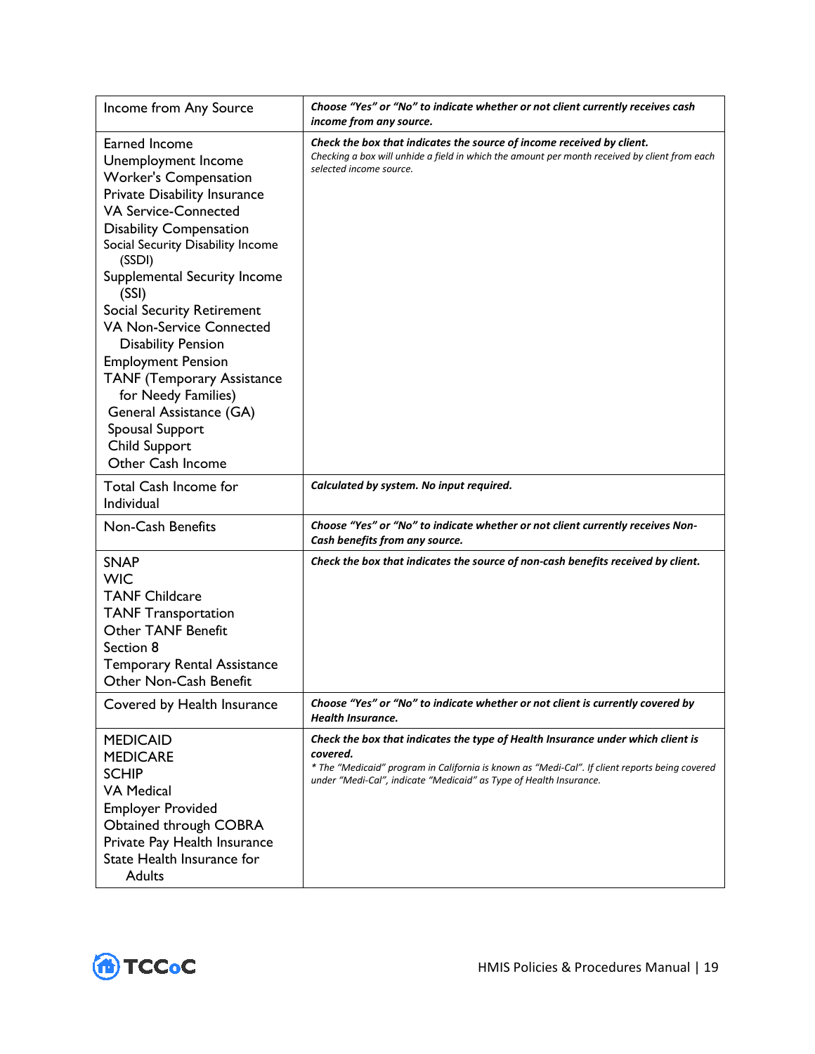| | |
|---|---|
| Income from Any Source | ***Choose "Yes" or "No" to indicate whether or not client currently receives cash income from any source.*** |
| Earned Income<br>Unemployment Income<br>Worker's Compensation<br>Private Disability Insurance<br>VA Service-Connected<br>Disability Compensation<br>Social Security Disability Income (SSDI)<br>Supplemental Security Income (SSI)<br>Social Security Retirement<br>VA Non-Service Connected Disability Pension<br>Employment Pension<br>TANF (Temporary Assistance for Needy Families)<br>General Assistance (GA)<br>Spousal Support<br>Child Support<br>Other Cash Income | ***Check the box that indicates the source of income received by client.***<br>*Checking a box will unhide a field in which the amount per month received by client from each selected income source.* |
| Total Cash Income for Individual | ***Calculated by system. No input required.*** |
| Non-Cash Benefits | ***Choose "Yes" or "No" to indicate whether or not client currently receives Non-Cash benefits from any source.*** |
| SNAP<br>WIC<br>TANF Childcare<br>TANF Transportation<br>Other TANF Benefit<br>Section 8<br>Temporary Rental Assistance<br>Other Non-Cash Benefit | ***Check the box that indicates the source of non-cash benefits received by client.*** |
| Covered by Health Insurance | ***Choose "Yes" or "No" to indicate whether or not client is currently covered by Health Insurance.*** |
| MEDICAID<br>MEDICARE<br>SCHIP<br>VA Medical<br>Employer Provided<br>Obtained through COBRA<br>Private Pay Health Insurance<br>State Health Insurance for Adults | ***Check the box that indicates the type of Health Insurance under which client is covered.***<br>*\* The "Medicaid" program in California is known as "Medi-Cal". If client reports being covered under "Medi-Cal", indicate "Medicaid" as Type of Health Insurance.* |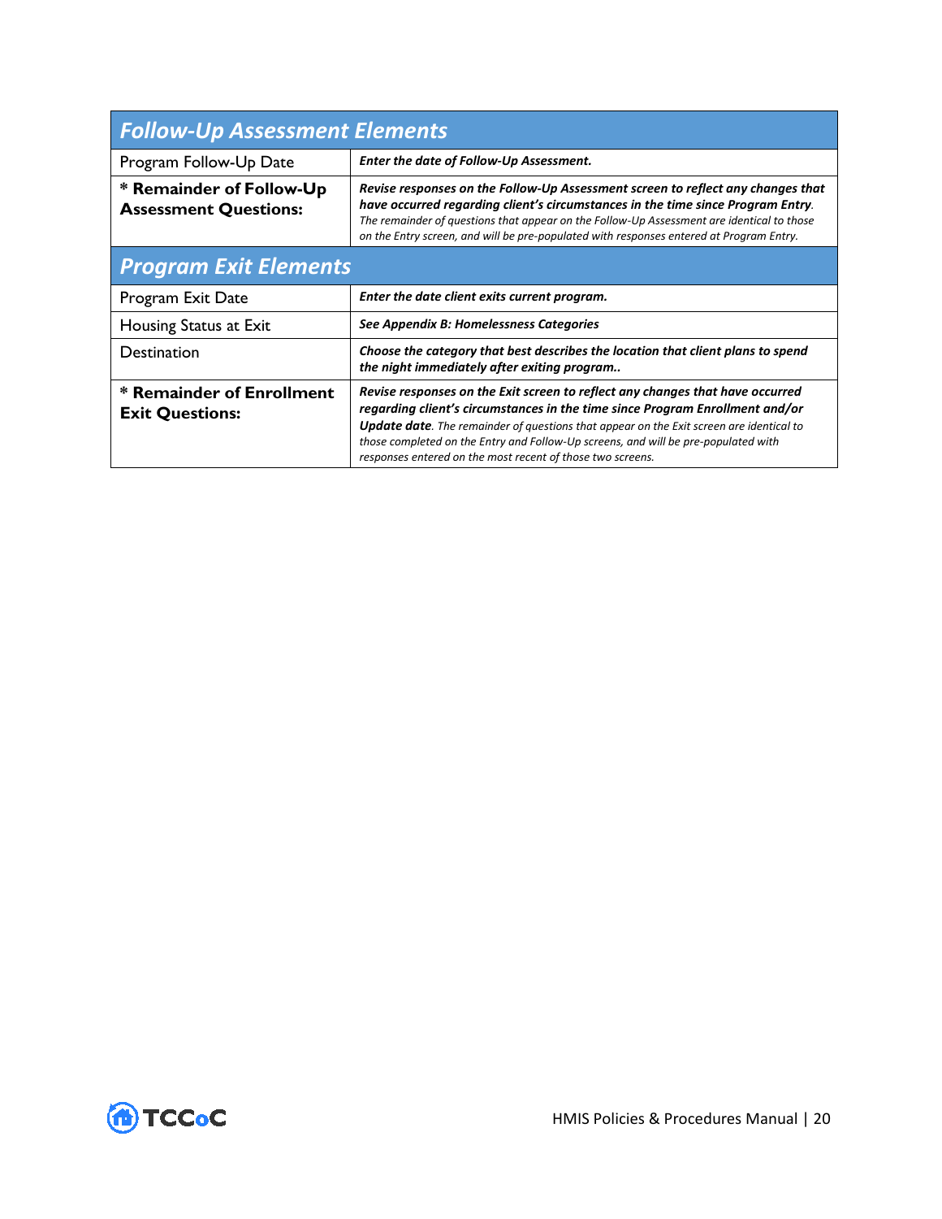| Follow-Up Assessment Elements | |
|---|---|
| Program Follow-Up Date | ***Enter the date of Follow-Up Assessment.*** |
| **\* Remainder of Follow-Up Assessment Questions:** | ***Revise responses on the Follow-Up Assessment screen to reflect any changes that have occurred regarding client's circumstances in the time since Program Entry.*** *The remainder of questions that appear on the Follow-Up Assessment are identical to those on the Entry screen, and will be pre-populated with responses entered at Program Entry.* |
| **Program Exit Elements** | |
| Program Exit Date | ***Enter the date client exits current program.*** |
| Housing Status at Exit | ***See Appendix B: Homelessness Categories*** |
| Destination | ***Choose the category that best describes the location that client plans to spend the night immediately after exiting program..*** |
| **\* Remainder of Enrollment Exit Questions:** | ***Revise responses on the Exit screen to reflect any changes that have occurred regarding client's circumstances in the time since Program Enrollment and/or Update date.*** *The remainder of questions that appear on the Exit screen are identical to those completed on the Entry and Follow-Up screens, and will be pre-populated with responses entered on the most recent of those two screens.* |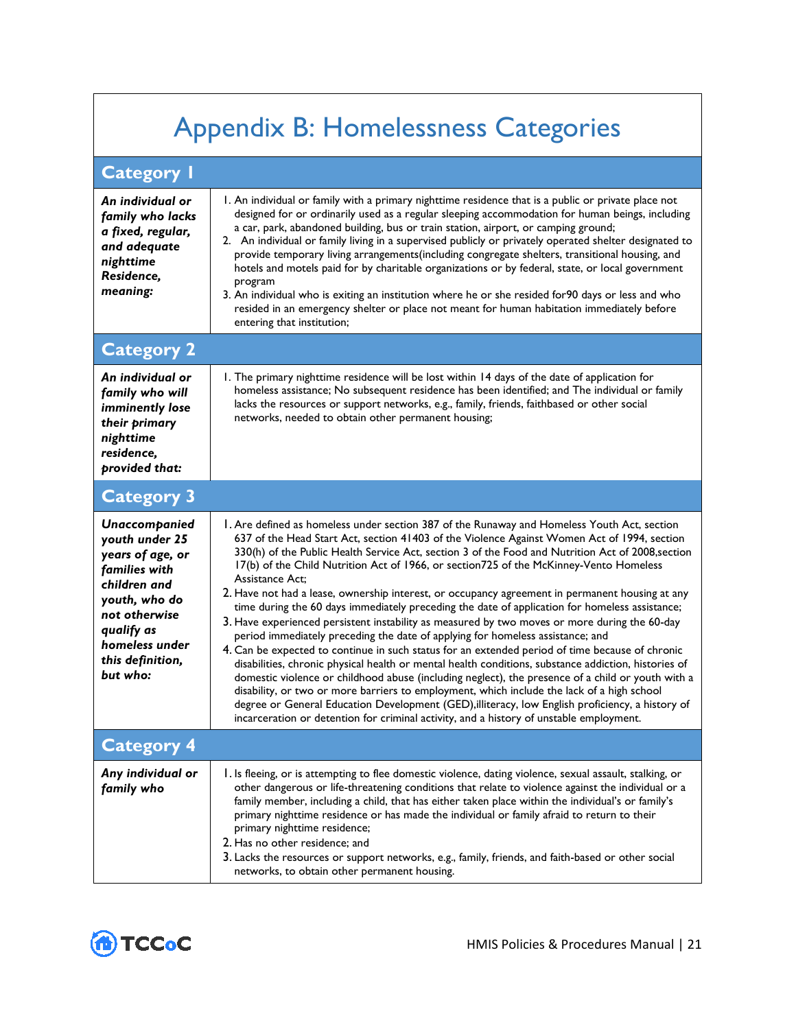# Appendix B: Homelessness Categories

## Category 1

| *An individual or family who lacks a fixed, regular, and adequate nighttime Residence, meaning:* | 1. An individual or family with a primary nighttime residence that is a public or private place not designed for or ordinarily used as a regular sleeping accommodation for human beings, including a car, park, abandoned building, bus or train station, airport, or camping ground;<br>2. An individual or family living in a supervised publicly or privately operated shelter designated to provide temporary living arrangements(including congregate shelters, transitional housing, and hotels and motels paid for by charitable organizations or by federal, state, or local government program<br>3. An individual who is exiting an institution where he or she resided for90 days or less and who resided in an emergency shelter or place not meant for human habitation immediately before entering that institution; |
|---|---|

## Category 2

| *An individual or family who will imminently lose their primary nighttime residence, provided that:* | 1. The primary nighttime residence will be lost within 14 days of the date of application for homeless assistance; No subsequent residence has been identified; and The individual or family lacks the resources or support networks, e.g., family, friends, faithbased or other social networks, needed to obtain other permanent housing; |
|---|---|

## Category 3

| *Unaccompanied youth under 25 years of age, or families with children and youth, who do not otherwise qualify as homeless under this definition, but who:* | 1. Are defined as homeless under section 387 of the Runaway and Homeless Youth Act, section 637 of the Head Start Act, section 41403 of the Violence Against Women Act of 1994, section 330(h) of the Public Health Service Act, section 3 of the Food and Nutrition Act of 2008,section 17(b) of the Child Nutrition Act of 1966, or section725 of the McKinney-Vento Homeless Assistance Act;<br>2. Have not had a lease, ownership interest, or occupancy agreement in permanent housing at any time during the 60 days immediately preceding the date of application for homeless assistance;<br>3. Have experienced persistent instability as measured by two moves or more during the 60-day period immediately preceding the date of applying for homeless assistance; and<br>4. Can be expected to continue in such status for an extended period of time because of chronic disabilities, chronic physical health or mental health conditions, substance addiction, histories of domestic violence or childhood abuse (including neglect), the presence of a child or youth with a disability, or two or more barriers to employment, which include the lack of a high school degree or General Education Development (GED),illiteracy, low English proficiency, a history of incarceration or detention for criminal activity, and a history of unstable employment. |
|---|---|

## Category 4

| *Any individual or family who* | 1. Is fleeing, or is attempting to flee domestic violence, dating violence, sexual assault, stalking, or other dangerous or life-threatening conditions that relate to violence against the individual or a family member, including a child, that has either taken place within the individual's or family's primary nighttime residence or has made the individual or family afraid to return to their primary nighttime residence;<br>2. Has no other residence; and<br>3. Lacks the resources or support networks, e.g., family, friends, and faith-based or other social networks, to obtain other permanent housing. |
|---|---|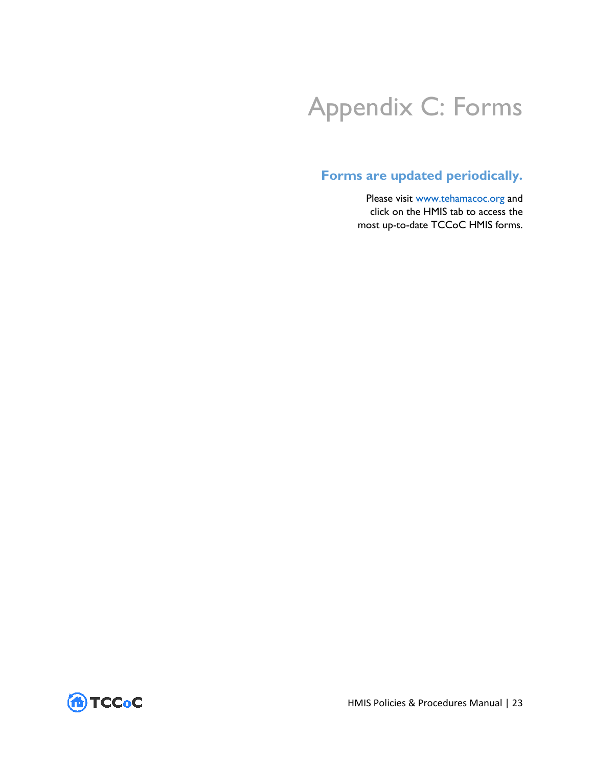# Appendix C: Forms

## Forms are updated periodically.

Please visit [www.tehamacoc.org](http://www.tehamacoc.org) and click on the HMIS tab to access the most up-to-date TCCoC HMIS forms.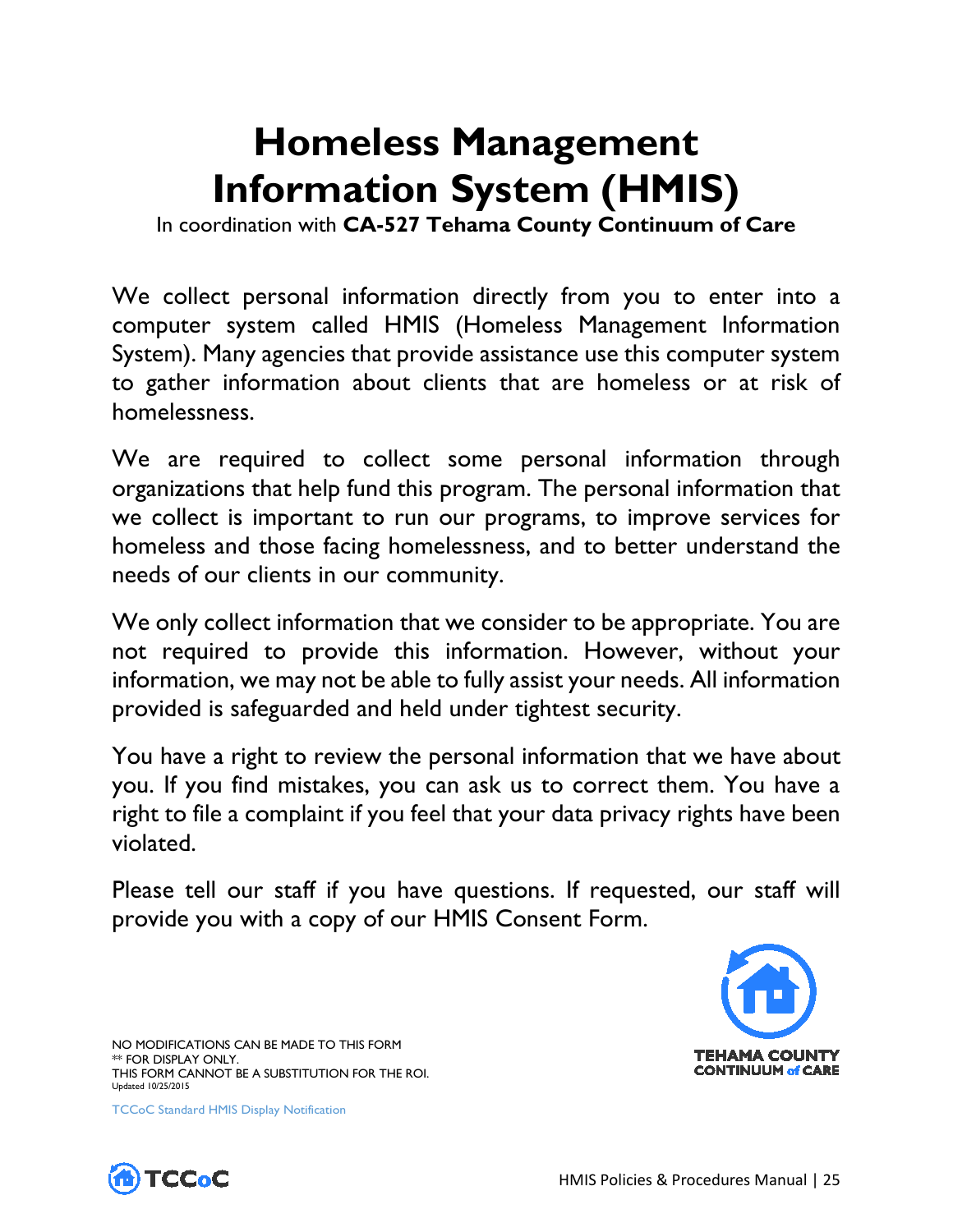# Homeless Management Information System (HMIS)

In coordination with **CA-527 Tehama County Continuum of Care**

We collect personal information directly from you to enter into a computer system called HMIS (Homeless Management Information System). Many agencies that provide assistance use this computer system to gather information about clients that are homeless or at risk of homelessness.

We are required to collect some personal information through organizations that help fund this program. The personal information that we collect is important to run our programs, to improve services for homeless and those facing homelessness, and to better understand the needs of our clients in our community.

We only collect information that we consider to be appropriate. You are not required to provide this information. However, without your information, we may not be able to fully assist your needs. All information provided is safeguarded and held under tightest security.

You have a right to review the personal information that we have about you. If you find mistakes, you can ask us to correct them. You have a right to file a complaint if you feel that your data privacy rights have been violated.

Please tell our staff if you have questions. If requested, our staff will provide you with a copy of our HMIS Consent Form.

NO MODIFICATIONS CAN BE MADE TO THIS FORM
** FOR DISPLAY ONLY.
THIS FORM CANNOT BE A SUBSTITUTION FOR THE ROI.
Updated 10/25/2015

TEHAMA COUNTY CONTINUUM of CARE

TCCoC Standard HMIS Display Notification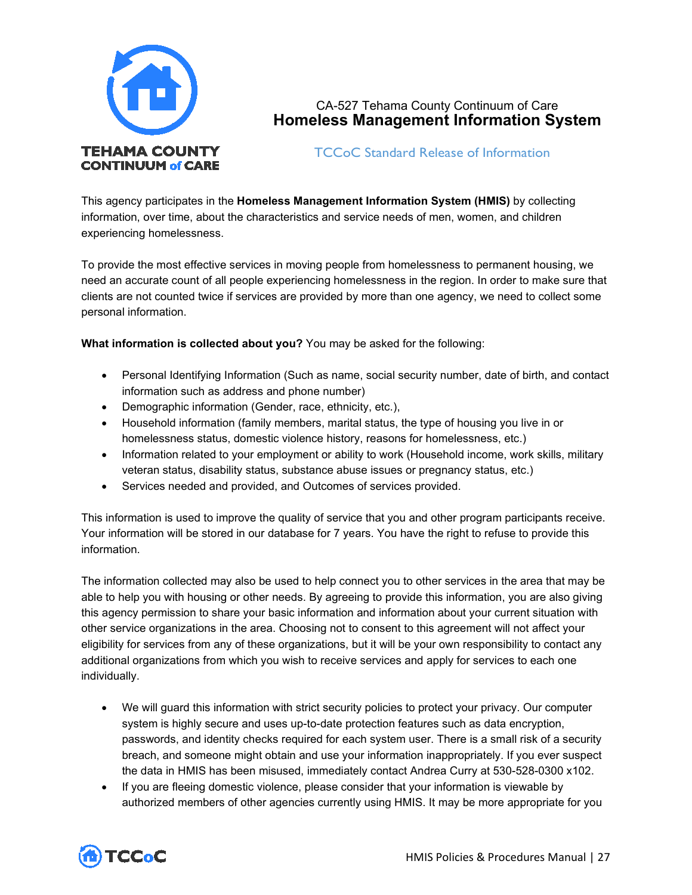CA-527 Tehama County Continuum of Care

# Homeless Management Information System

## TCCoC Standard Release of Information

This agency participates in the **Homeless Management Information System (HMIS)** by collecting information, over time, about the characteristics and service needs of men, women, and children experiencing homelessness.

To provide the most effective services in moving people from homelessness to permanent housing, we need an accurate count of all people experiencing homelessness in the region. In order to make sure that clients are not counted twice if services are provided by more than one agency, we need to collect some personal information.

**What information is collected about you?** You may be asked for the following:

- Personal Identifying Information (Such as name, social security number, date of birth, and contact information such as address and phone number)
- Demographic information (Gender, race, ethnicity, etc.),
- Household information (family members, marital status, the type of housing you live in or homelessness status, domestic violence history, reasons for homelessness, etc.)
- Information related to your employment or ability to work (Household income, work skills, military veteran status, disability status, substance abuse issues or pregnancy status, etc.)
- Services needed and provided, and Outcomes of services provided.

This information is used to improve the quality of service that you and other program participants receive. Your information will be stored in our database for 7 years. You have the right to refuse to provide this information.

The information collected may also be used to help connect you to other services in the area that may be able to help you with housing or other needs. By agreeing to provide this information, you are also giving this agency permission to share your basic information and information about your current situation with other service organizations in the area. Choosing not to consent to this agreement will not affect your eligibility for services from any of these organizations, but it will be your own responsibility to contact any additional organizations from which you wish to receive services and apply for services to each one individually.

- We will guard this information with strict security policies to protect your privacy. Our computer system is highly secure and uses up-to-date protection features such as data encryption, passwords, and identity checks required for each system user. There is a small risk of a security breach, and someone might obtain and use your information inappropriately. If you ever suspect the data in HMIS has been misused, immediately contact Andrea Curry at 530-528-0300 x102.
- If you are fleeing domestic violence, please consider that your information is viewable by authorized members of other agencies currently using HMIS. It may be more appropriate for you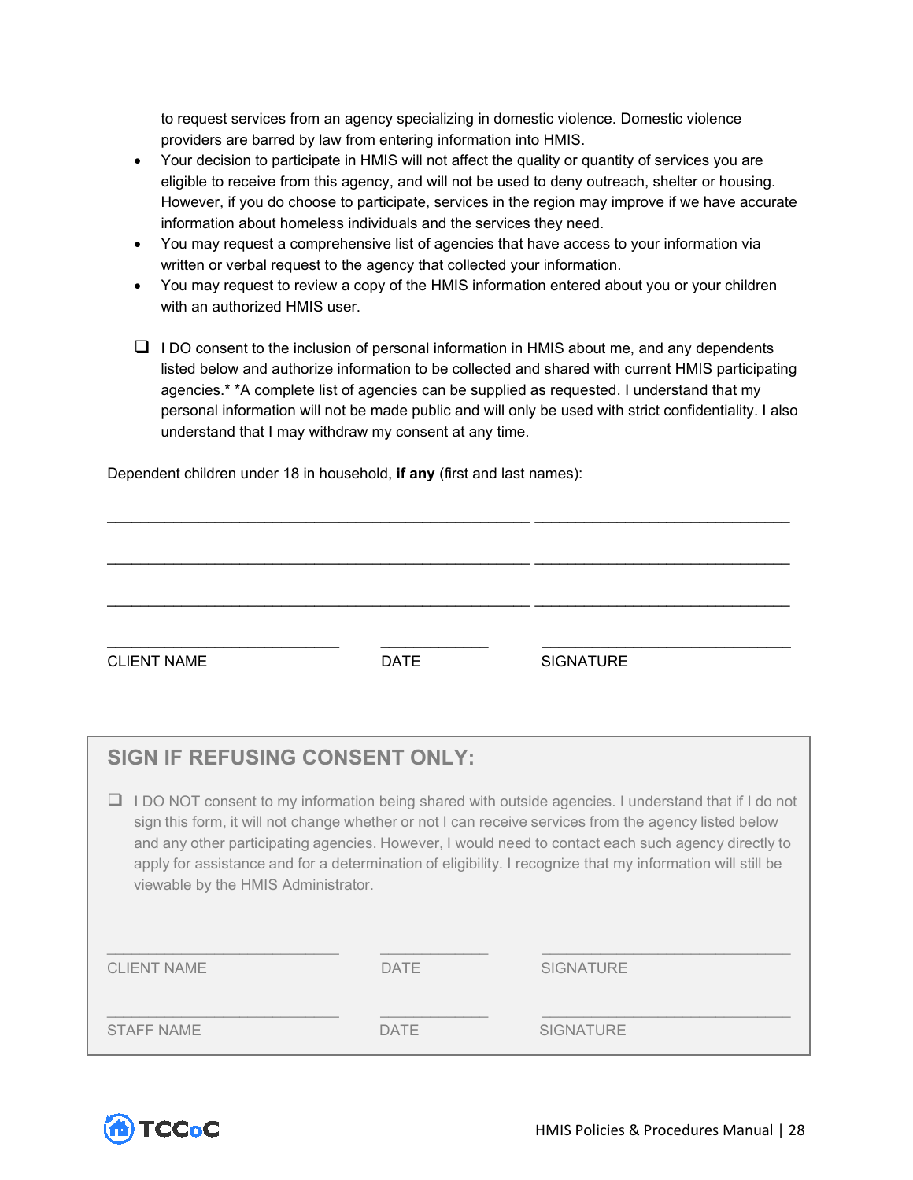to request services from an agency specializing in domestic violence. Domestic violence providers are barred by law from entering information into HMIS.

- Your decision to participate in HMIS will not affect the quality or quantity of services you are eligible to receive from this agency, and will not be used to deny outreach, shelter or housing. However, if you do choose to participate, services in the region may improve if we have accurate information about homeless individuals and the services they need.
- You may request a comprehensive list of agencies that have access to your information via written or verbal request to the agency that collected your information.
- You may request to review a copy of the HMIS information entered about you or your children with an authorized HMIS user.

❑ I DO consent to the inclusion of personal information in HMIS about me, and any dependents listed below and authorize information to be collected and shared with current HMIS participating agencies.* *A complete list of agencies can be supplied as requested. I understand that my personal information will not be made public and will only be used with strict confidentiality. I also understand that I may withdraw my consent at any time.

Dependent children under 18 in household, **if any** (first and last names):

_______________________________________________ ____________________________

_______________________________________________ ____________________________

_______________________________________________ ____________________________

__________________________ ____________ ____________________________
CLIENT NAME DATE SIGNATURE

## SIGN IF REFUSING CONSENT ONLY:

❑ I DO NOT consent to my information being shared with outside agencies. I understand that if I do not sign this form, it will not change whether or not I can receive services from the agency listed below and any other participating agencies. However, I would need to contact each such agency directly to apply for assistance and for a determination of eligibility. I recognize that my information will still be viewable by the HMIS Administrator.

__________________________ ____________ ____________________________
CLIENT NAME DATE SIGNATURE

__________________________ ____________ ____________________________
STAFF NAME DATE SIGNATURE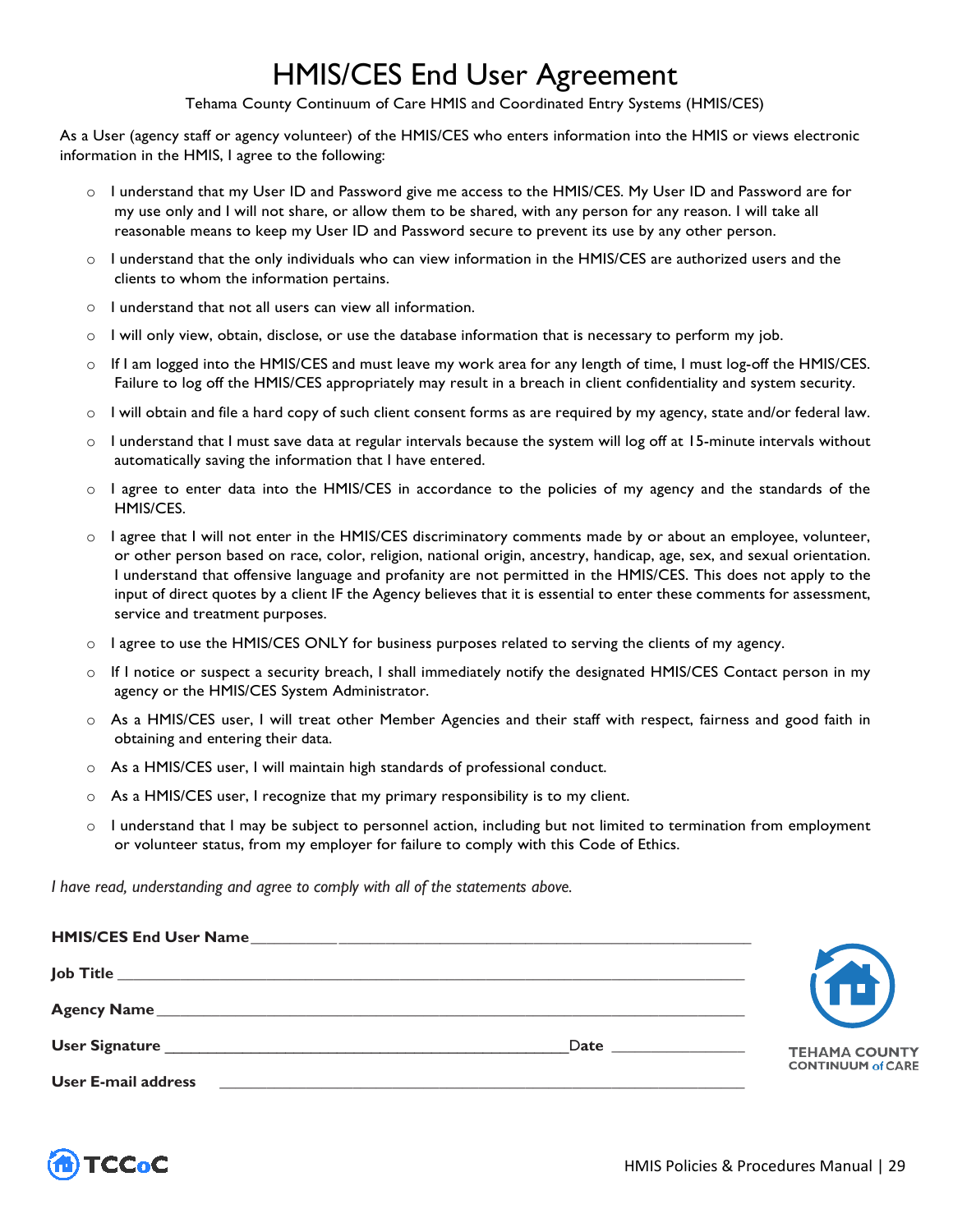# HMIS/CES End User Agreement

Tehama County Continuum of Care HMIS and Coordinated Entry Systems (HMIS/CES)

As a User (agency staff or agency volunteer) of the HMIS/CES who enters information into the HMIS or views electronic information in the HMIS, I agree to the following:

- I understand that my User ID and Password give me access to the HMIS/CES. My User ID and Password are for my use only and I will not share, or allow them to be shared, with any person for any reason. I will take all reasonable means to keep my User ID and Password secure to prevent its use by any other person.
- I understand that the only individuals who can view information in the HMIS/CES are authorized users and the clients to whom the information pertains.
- I understand that not all users can view all information.
- I will only view, obtain, disclose, or use the database information that is necessary to perform my job.
- If I am logged into the HMIS/CES and must leave my work area for any length of time, I must log-off the HMIS/CES. Failure to log off the HMIS/CES appropriately may result in a breach in client confidentiality and system security.
- I will obtain and file a hard copy of such client consent forms as are required by my agency, state and/or federal law.
- I understand that I must save data at regular intervals because the system will log off at 15-minute intervals without automatically saving the information that I have entered.
- I agree to enter data into the HMIS/CES in accordance to the policies of my agency and the standards of the HMIS/CES.
- I agree that I will not enter in the HMIS/CES discriminatory comments made by or about an employee, volunteer, or other person based on race, color, religion, national origin, ancestry, handicap, age, sex, and sexual orientation. I understand that offensive language and profanity are not permitted in the HMIS/CES. This does not apply to the input of direct quotes by a client IF the Agency believes that it is essential to enter these comments for assessment, service and treatment purposes.
- I agree to use the HMIS/CES ONLY for business purposes related to serving the clients of my agency.
- If I notice or suspect a security breach, I shall immediately notify the designated HMIS/CES Contact person in my agency or the HMIS/CES System Administrator.
- As a HMIS/CES user, I will treat other Member Agencies and their staff with respect, fairness and good faith in obtaining and entering their data.
- As a HMIS/CES user, I will maintain high standards of professional conduct.
- As a HMIS/CES user, I recognize that my primary responsibility is to my client.
- I understand that I may be subject to personnel action, including but not limited to termination from employment or volunteer status, from my employer for failure to comply with this Code of Ethics.

*I have read, understanding and agree to comply with all of the statements above.*

**HMIS/CES End User Name** ____________________________________________

**Job Title** ____________________________________________

**Agency Name** ____________________________________________

**User Signature** ______________________________ Date ______________

**User E-mail address** ____________________________________________

TEHAMA COUNTY CONTINUUM of CARE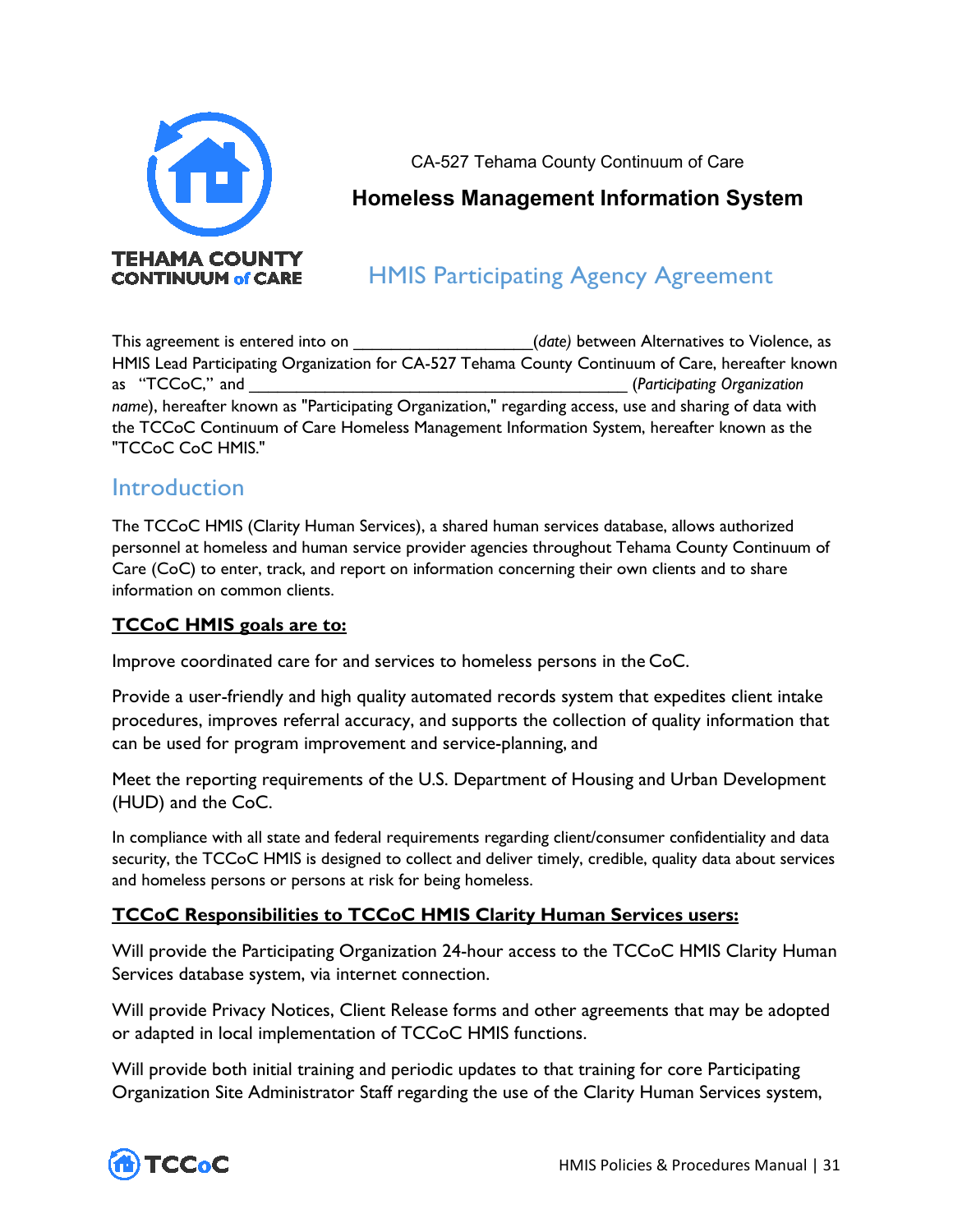TEHAMA COUNTY CONTINUUM of CARE

CA-527 Tehama County Continuum of Care

**Homeless Management Information System**

# HMIS Participating Agency Agreement

This agreement is entered into on ____________________(*date)* between Alternatives to Violence, as HMIS Lead Participating Organization for CA-527 Tehama County Continuum of Care, hereafter known as "TCCoC," and ___________________________________________ (*Participating Organization name*), hereafter known as "Participating Organization," regarding access, use and sharing of data with the TCCoC Continuum of Care Homeless Management Information System, hereafter known as the "TCCoC CoC HMIS."

## Introduction

The TCCoC HMIS (Clarity Human Services), a shared human services database, allows authorized personnel at homeless and human service provider agencies throughout Tehama County Continuum of Care (CoC) to enter, track, and report on information concerning their own clients and to share information on common clients.

**TCCoC HMIS goals are to:**

Improve coordinated care for and services to homeless persons in the CoC.

Provide a user-friendly and high quality automated records system that expedites client intake procedures, improves referral accuracy, and supports the collection of quality information that can be used for program improvement and service-planning, and

Meet the reporting requirements of the U.S. Department of Housing and Urban Development (HUD) and the CoC.

In compliance with all state and federal requirements regarding client/consumer confidentiality and data security, the TCCoC HMIS is designed to collect and deliver timely, credible, quality data about services and homeless persons or persons at risk for being homeless.

**TCCoC Responsibilities to TCCoC HMIS Clarity Human Services users:**

Will provide the Participating Organization 24-hour access to the TCCoC HMIS Clarity Human Services database system, via internet connection.

Will provide Privacy Notices, Client Release forms and other agreements that may be adopted or adapted in local implementation of TCCoC HMIS functions.

Will provide both initial training and periodic updates to that training for core Participating Organization Site Administrator Staff regarding the use of the Clarity Human Services system,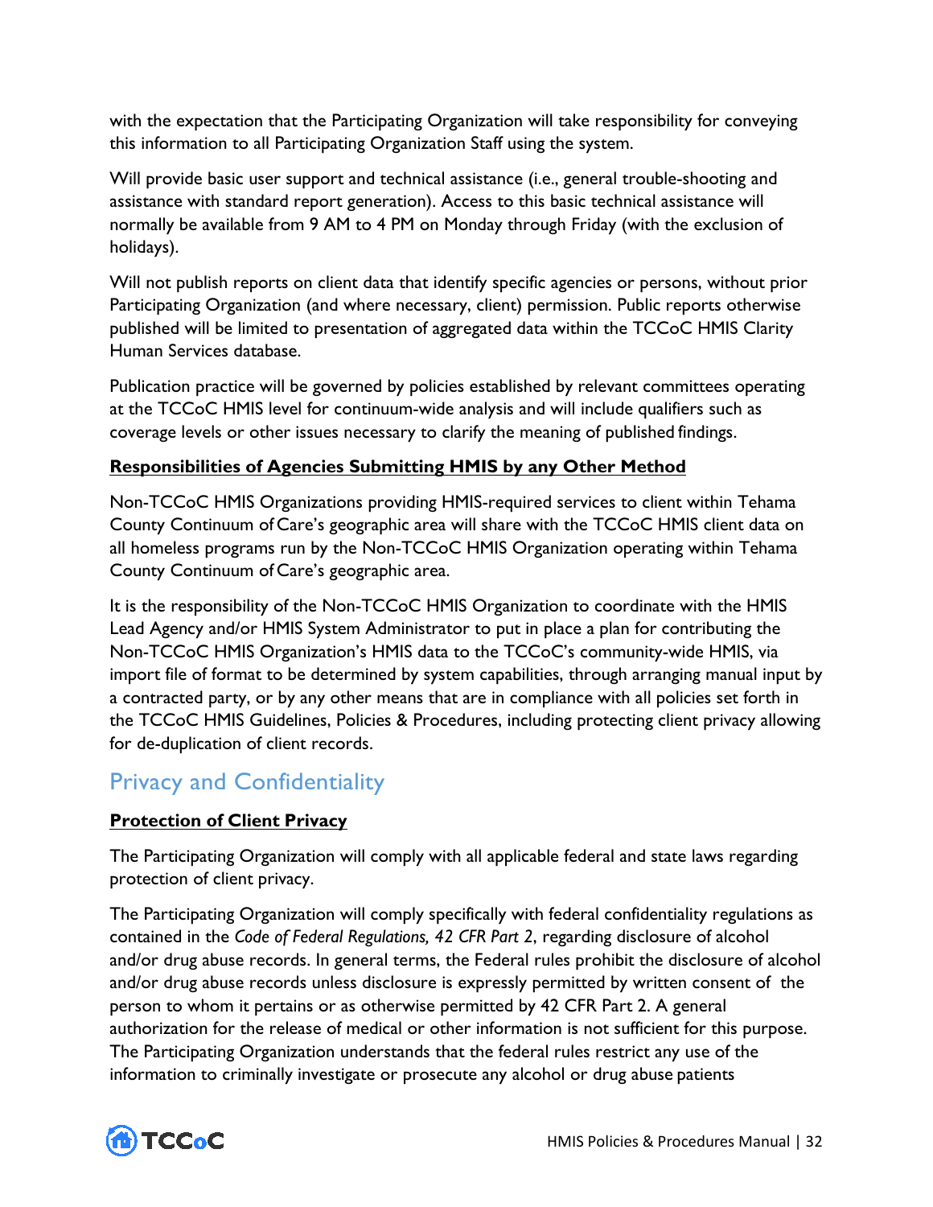with the expectation that the Participating Organization will take responsibility for conveying this information to all Participating Organization Staff using the system.

Will provide basic user support and technical assistance (i.e., general trouble-shooting and assistance with standard report generation). Access to this basic technical assistance will normally be available from 9 AM to 4 PM on Monday through Friday (with the exclusion of holidays).

Will not publish reports on client data that identify specific agencies or persons, without prior Participating Organization (and where necessary, client) permission. Public reports otherwise published will be limited to presentation of aggregated data within the TCCoC HMIS Clarity Human Services database.

Publication practice will be governed by policies established by relevant committees operating at the TCCoC HMIS level for continuum-wide analysis and will include qualifiers such as coverage levels or other issues necessary to clarify the meaning of published findings.

**Responsibilities of Agencies Submitting HMIS by any Other Method**

Non-TCCoC HMIS Organizations providing HMIS-required services to client within Tehama County Continuum of Care's geographic area will share with the TCCoC HMIS client data on all homeless programs run by the Non-TCCoC HMIS Organization operating within Tehama County Continuum of Care's geographic area.

It is the responsibility of the Non-TCCoC HMIS Organization to coordinate with the HMIS Lead Agency and/or HMIS System Administrator to put in place a plan for contributing the Non-TCCoC HMIS Organization's HMIS data to the TCCoC's community-wide HMIS, via import file of format to be determined by system capabilities, through arranging manual input by a contracted party, or by any other means that are in compliance with all policies set forth in the TCCoC HMIS Guidelines, Policies & Procedures, including protecting client privacy allowing for de-duplication of client records.

## Privacy and Confidentiality

**Protection of Client Privacy**

The Participating Organization will comply with all applicable federal and state laws regarding protection of client privacy.

The Participating Organization will comply specifically with federal confidentiality regulations as contained in the *Code of Federal Regulations, 42 CFR Part 2*, regarding disclosure of alcohol and/or drug abuse records. In general terms, the Federal rules prohibit the disclosure of alcohol and/or drug abuse records unless disclosure is expressly permitted by written consent of the person to whom it pertains or as otherwise permitted by 42 CFR Part 2. A general authorization for the release of medical or other information is not sufficient for this purpose. The Participating Organization understands that the federal rules restrict any use of the information to criminally investigate or prosecute any alcohol or drug abuse patients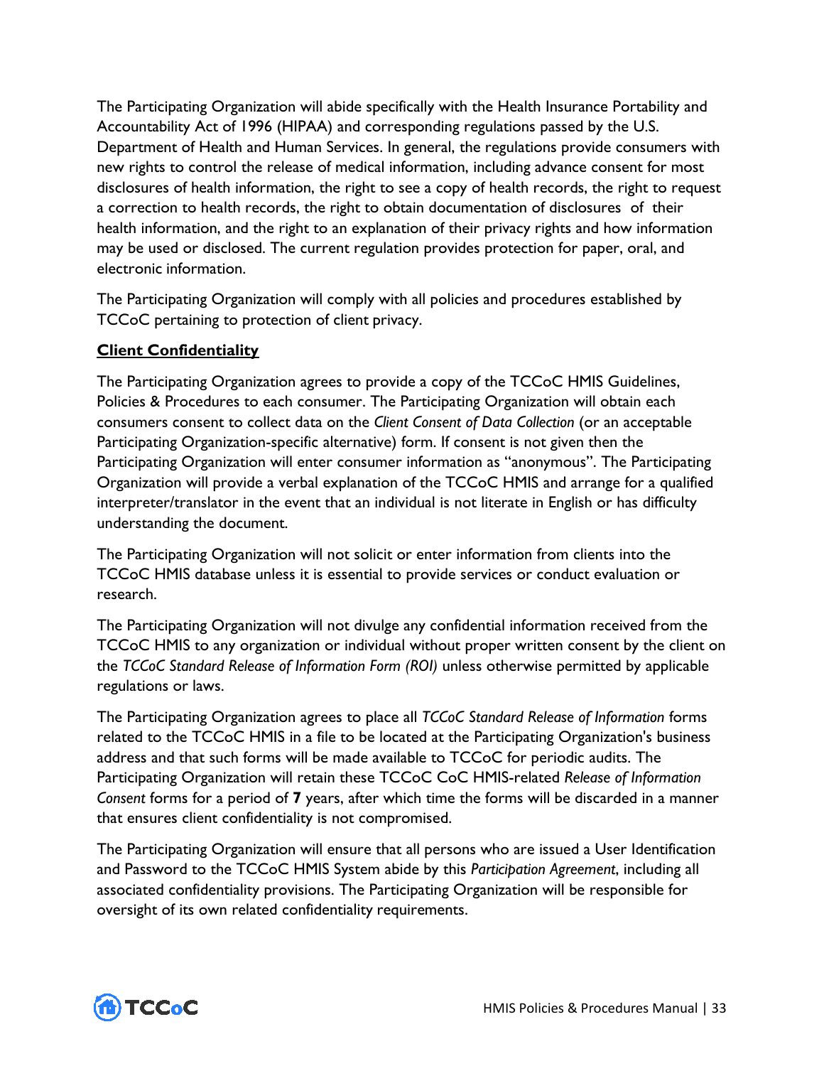The Participating Organization will abide specifically with the Health Insurance Portability and Accountability Act of 1996 (HIPAA) and corresponding regulations passed by the U.S. Department of Health and Human Services. In general, the regulations provide consumers with new rights to control the release of medical information, including advance consent for most disclosures of health information, the right to see a copy of health records, the right to request a correction to health records, the right to obtain documentation of disclosures of their health information, and the right to an explanation of their privacy rights and how information may be used or disclosed. The current regulation provides protection for paper, oral, and electronic information.

The Participating Organization will comply with all policies and procedures established by TCCoC pertaining to protection of client privacy.

**Client Confidentiality**

The Participating Organization agrees to provide a copy of the TCCoC HMIS Guidelines, Policies & Procedures to each consumer. The Participating Organization will obtain each consumers consent to collect data on the *Client Consent of Data Collection* (or an acceptable Participating Organization-specific alternative) form. If consent is not given then the Participating Organization will enter consumer information as "anonymous". The Participating Organization will provide a verbal explanation of the TCCoC HMIS and arrange for a qualified interpreter/translator in the event that an individual is not literate in English or has difficulty understanding the document.

The Participating Organization will not solicit or enter information from clients into the TCCoC HMIS database unless it is essential to provide services or conduct evaluation or research.

The Participating Organization will not divulge any confidential information received from the TCCoC HMIS to any organization or individual without proper written consent by the client on the *TCCoC Standard Release of Information Form (ROI)* unless otherwise permitted by applicable regulations or laws.

The Participating Organization agrees to place all *TCCoC Standard Release of Information* forms related to the TCCoC HMIS in a file to be located at the Participating Organization's business address and that such forms will be made available to TCCoC for periodic audits. The Participating Organization will retain these TCCoC CoC HMIS-related *Release of Information Consent* forms for a period of **7** years, after which time the forms will be discarded in a manner that ensures client confidentiality is not compromised.

The Participating Organization will ensure that all persons who are issued a User Identification and Password to the TCCoC HMIS System abide by this *Participation Agreement*, including all associated confidentiality provisions. The Participating Organization will be responsible for oversight of its own related confidentiality requirements.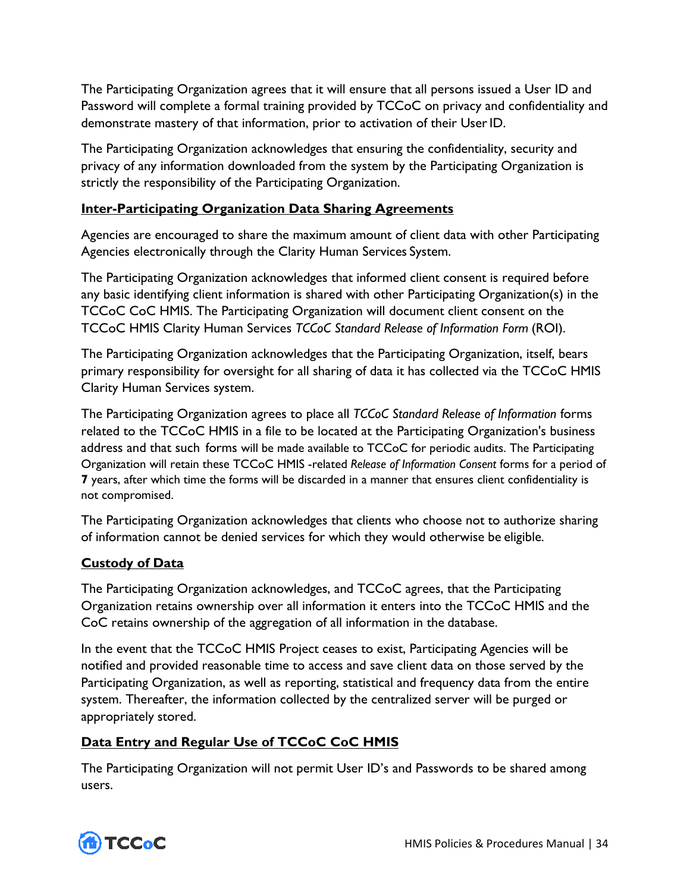The Participating Organization agrees that it will ensure that all persons issued a User ID and Password will complete a formal training provided by TCCoC on privacy and confidentiality and demonstrate mastery of that information, prior to activation of their User ID.

The Participating Organization acknowledges that ensuring the confidentiality, security and privacy of any information downloaded from the system by the Participating Organization is strictly the responsibility of the Participating Organization.

**Inter-Participating Organization Data Sharing Agreements**

Agencies are encouraged to share the maximum amount of client data with other Participating Agencies electronically through the Clarity Human Services System.

The Participating Organization acknowledges that informed client consent is required before any basic identifying client information is shared with other Participating Organization(s) in the TCCoC CoC HMIS. The Participating Organization will document client consent on the TCCoC HMIS Clarity Human Services *TCCoC Standard Release of Information Form* (ROI).

The Participating Organization acknowledges that the Participating Organization, itself, bears primary responsibility for oversight for all sharing of data it has collected via the TCCoC HMIS Clarity Human Services system.

The Participating Organization agrees to place all *TCCoC Standard Release of Information* forms related to the TCCoC HMIS in a file to be located at the Participating Organization's business address and that such forms will be made available to TCCoC for periodic audits. The Participating Organization will retain these TCCoC HMIS -related *Release of Information Consent* forms for a period of **7** years, after which time the forms will be discarded in a manner that ensures client confidentiality is not compromised.

The Participating Organization acknowledges that clients who choose not to authorize sharing of information cannot be denied services for which they would otherwise be eligible.

**Custody of Data**

The Participating Organization acknowledges, and TCCoC agrees, that the Participating Organization retains ownership over all information it enters into the TCCoC HMIS and the CoC retains ownership of the aggregation of all information in the database.

In the event that the TCCoC HMIS Project ceases to exist, Participating Agencies will be notified and provided reasonable time to access and save client data on those served by the Participating Organization, as well as reporting, statistical and frequency data from the entire system. Thereafter, the information collected by the centralized server will be purged or appropriately stored.

**Data Entry and Regular Use of TCCoC CoC HMIS**

The Participating Organization will not permit User ID's and Passwords to be shared among users.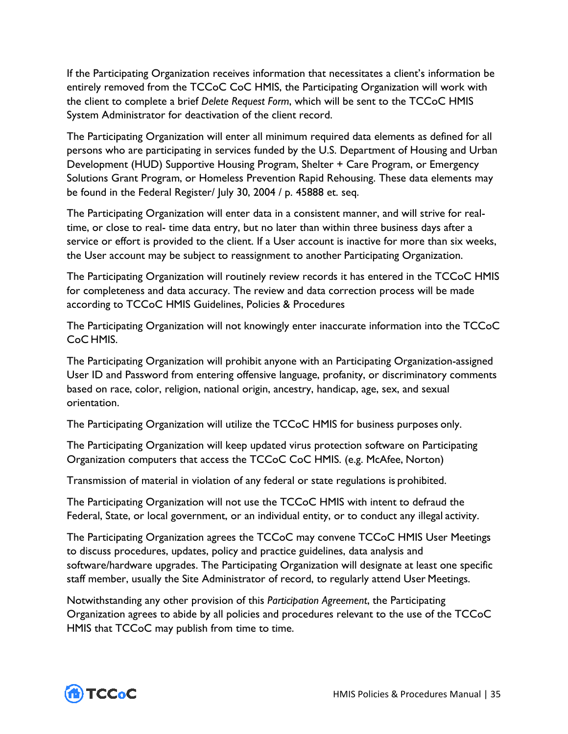If the Participating Organization receives information that necessitates a client's information be entirely removed from the TCCoC CoC HMIS, the Participating Organization will work with the client to complete a brief *Delete Request Form*, which will be sent to the TCCoC HMIS System Administrator for deactivation of the client record.

The Participating Organization will enter all minimum required data elements as defined for all persons who are participating in services funded by the U.S. Department of Housing and Urban Development (HUD) Supportive Housing Program, Shelter + Care Program, or Emergency Solutions Grant Program, or Homeless Prevention Rapid Rehousing. These data elements may be found in the Federal Register/ July 30, 2004 / p. 45888 et. seq.

The Participating Organization will enter data in a consistent manner, and will strive for real-time, or close to real- time data entry, but no later than within three business days after a service or effort is provided to the client. If a User account is inactive for more than six weeks, the User account may be subject to reassignment to another Participating Organization.

The Participating Organization will routinely review records it has entered in the TCCoC HMIS for completeness and data accuracy. The review and data correction process will be made according to TCCoC HMIS Guidelines, Policies & Procedures

The Participating Organization will not knowingly enter inaccurate information into the TCCoC CoC HMIS.

The Participating Organization will prohibit anyone with an Participating Organization-assigned User ID and Password from entering offensive language, profanity, or discriminatory comments based on race, color, religion, national origin, ancestry, handicap, age, sex, and sexual orientation.

The Participating Organization will utilize the TCCoC HMIS for business purposes only.

The Participating Organization will keep updated virus protection software on Participating Organization computers that access the TCCoC CoC HMIS. (e.g. McAfee, Norton)

Transmission of material in violation of any federal or state regulations is prohibited.

The Participating Organization will not use the TCCoC HMIS with intent to defraud the Federal, State, or local government, or an individual entity, or to conduct any illegal activity.

The Participating Organization agrees the TCCoC may convene TCCoC HMIS User Meetings to discuss procedures, updates, policy and practice guidelines, data analysis and software/hardware upgrades. The Participating Organization will designate at least one specific staff member, usually the Site Administrator of record, to regularly attend User Meetings.

Notwithstanding any other provision of this *Participation Agreement*, the Participating Organization agrees to abide by all policies and procedures relevant to the use of the TCCoC HMIS that TCCoC may publish from time to time.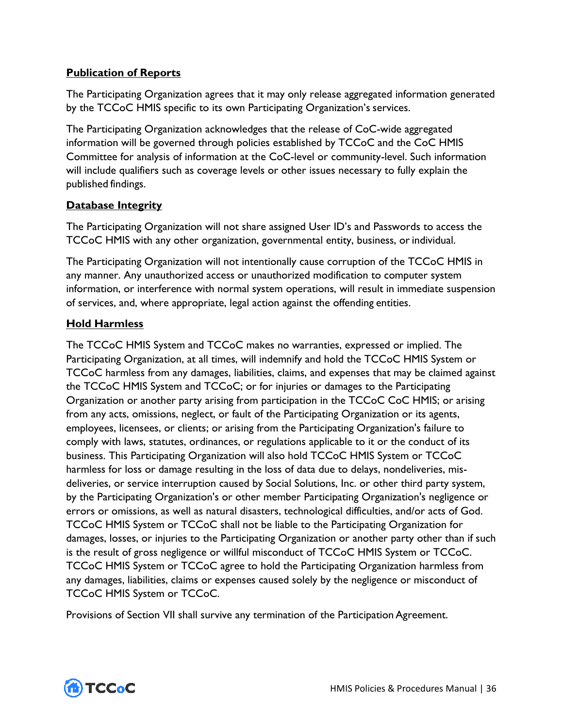**<u>Publication of Reports</u>**

The Participating Organization agrees that it may only release aggregated information generated by the TCCoC HMIS specific to its own Participating Organization's services.

The Participating Organization acknowledges that the release of CoC-wide aggregated information will be governed through policies established by TCCoC and the CoC HMIS Committee for analysis of information at the CoC-level or community-level. Such information will include qualifiers such as coverage levels or other issues necessary to fully explain the published findings.

**<u>Database Integrity</u>**

The Participating Organization will not share assigned User ID's and Passwords to access the TCCoC HMIS with any other organization, governmental entity, business, or individual.

The Participating Organization will not intentionally cause corruption of the TCCoC HMIS in any manner. Any unauthorized access or unauthorized modification to computer system information, or interference with normal system operations, will result in immediate suspension of services, and, where appropriate, legal action against the offending entities.

**<u>Hold Harmless</u>**

The TCCoC HMIS System and TCCoC makes no warranties, expressed or implied. The Participating Organization, at all times, will indemnify and hold the TCCoC HMIS System or TCCoC harmless from any damages, liabilities, claims, and expenses that may be claimed against the TCCoC HMIS System and TCCoC; or for injuries or damages to the Participating Organization or another party arising from participation in the TCCoC CoC HMIS; or arising from any acts, omissions, neglect, or fault of the Participating Organization or its agents, employees, licensees, or clients; or arising from the Participating Organization's failure to comply with laws, statutes, ordinances, or regulations applicable to it or the conduct of its business. This Participating Organization will also hold TCCoC HMIS System or TCCoC harmless for loss or damage resulting in the loss of data due to delays, nondeliveries, mis-deliveries, or service interruption caused by Social Solutions, Inc. or other third party system, by the Participating Organization's or other member Participating Organization's negligence or errors or omissions, as well as natural disasters, technological difficulties, and/or acts of God. TCCoC HMIS System or TCCoC shall not be liable to the Participating Organization for damages, losses, or injuries to the Participating Organization or another party other than if such is the result of gross negligence or willful misconduct of TCCoC HMIS System or TCCoC. TCCoC HMIS System or TCCoC agree to hold the Participating Organization harmless from any damages, liabilities, claims or expenses caused solely by the negligence or misconduct of TCCoC HMIS System or TCCoC.

Provisions of Section VII shall survive any termination of the Participation Agreement.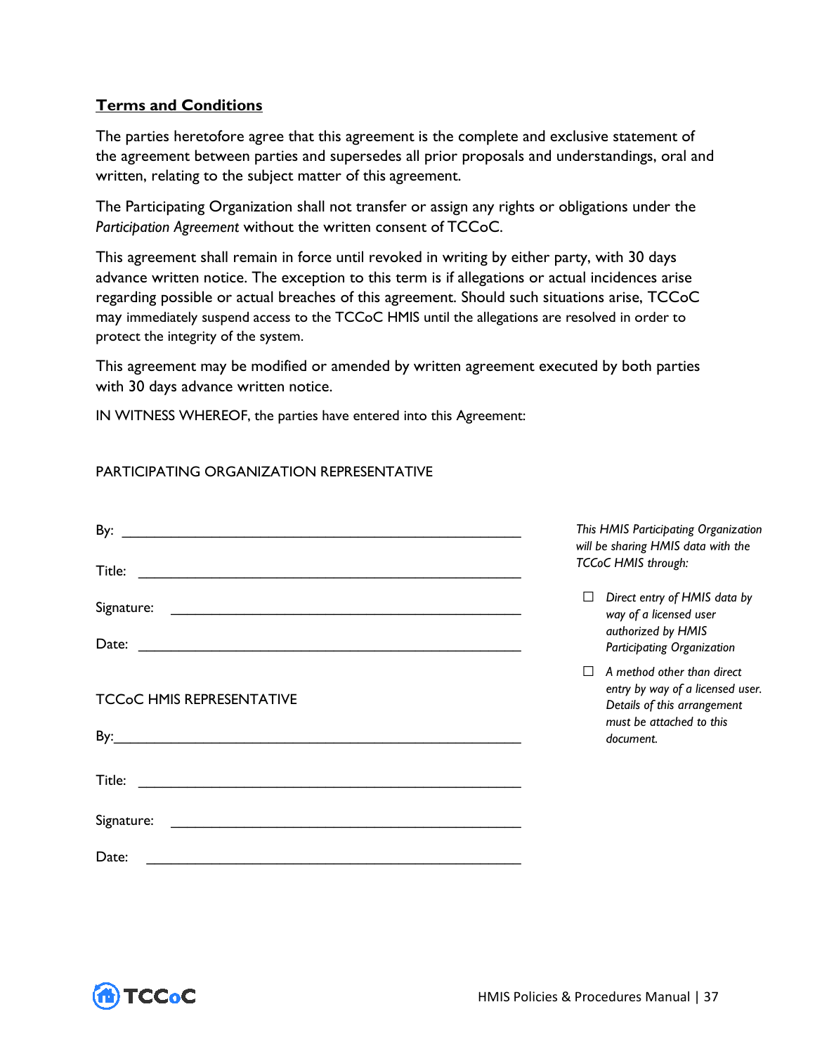**Terms and Conditions**

The parties heretofore agree that this agreement is the complete and exclusive statement of the agreement between parties and supersedes all prior proposals and understandings, oral and written, relating to the subject matter of this agreement.

The Participating Organization shall not transfer or assign any rights or obligations under the *Participation Agreement* without the written consent of TCCoC.

This agreement shall remain in force until revoked in writing by either party, with 30 days advance written notice. The exception to this term is if allegations or actual incidences arise regarding possible or actual breaches of this agreement. Should such situations arise, TCCoC may immediately suspend access to the TCCoC HMIS until the allegations are resolved in order to protect the integrity of the system.

This agreement may be modified or amended by written agreement executed by both parties with 30 days advance written notice.

IN WITNESS WHEREOF, the parties have entered into this Agreement:

PARTICIPATING ORGANIZATION REPRESENTATIVE

By: ____________________________________________

Title: ____________________________________________

Signature: ____________________________________________

Date: ____________________________________________

TCCoC HMIS REPRESENTATIVE

By: ____________________________________________

Title: ____________________________________________

Signature: ____________________________________________

Date: ____________________________________________

*This HMIS Participating Organization will be sharing HMIS data with the TCCoC HMIS through:*

- ☐ *Direct entry of HMIS data by way of a licensed user authorized by HMIS Participating Organization*
- ☐ *A method other than direct entry by way of a licensed user. Details of this arrangement must be attached to this document.*